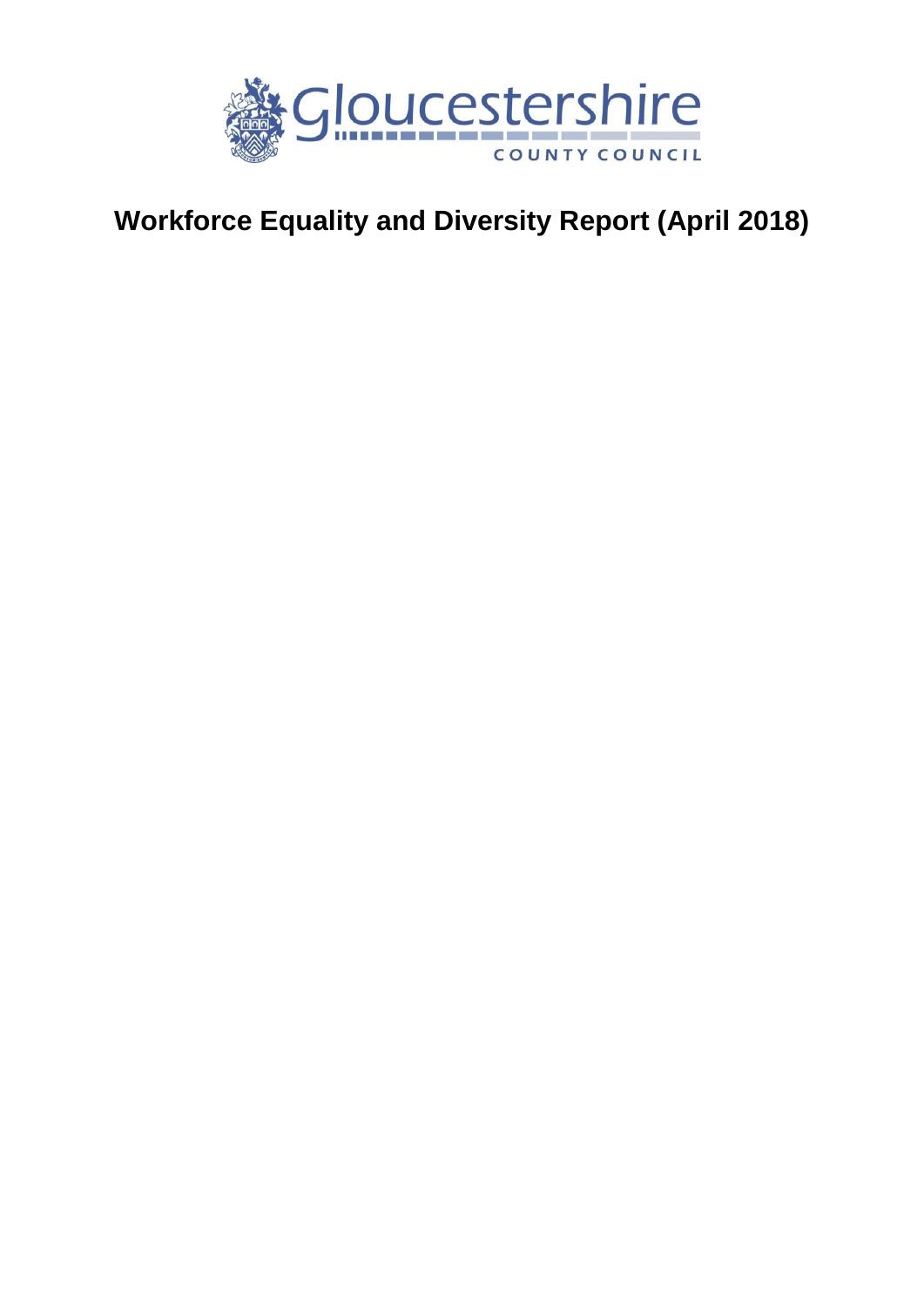Gloucestershire

COUNTY COUNCIL

# Workforce Equality and Diversity Report (April 2018)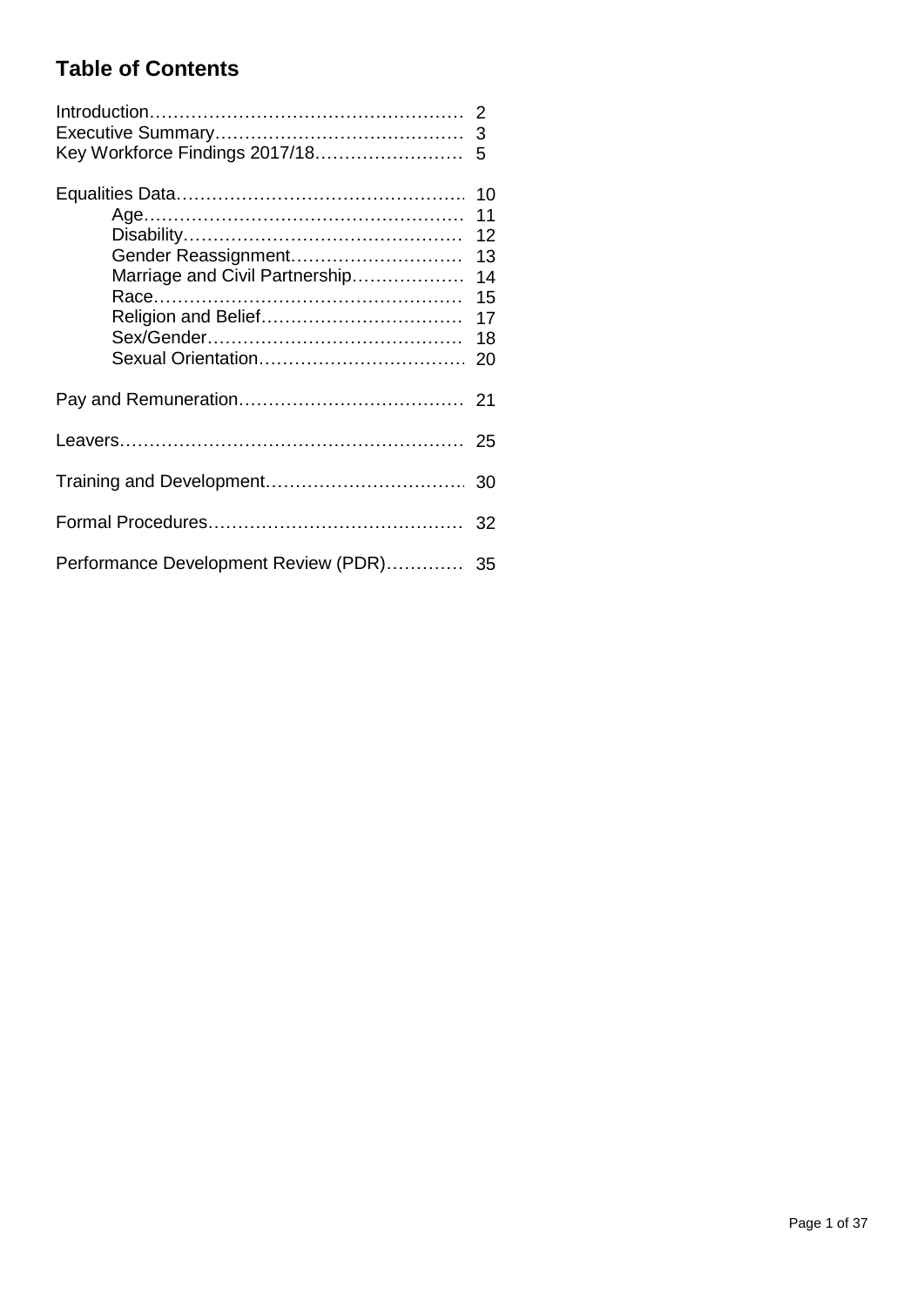# Table of Contents

| | |
|---|---|
| Introduction | 2 |
| Executive Summary | 3 |
| Key Workforce Findings 2017/18 | 5 |
| | |
| Equalities Data | 10 |
| Age | 11 |
| Disability | 12 |
| Gender Reassignment | 13 |
| Marriage and Civil Partnership | 14 |
| Race | 15 |
| Religion and Belief | 17 |
| Sex/Gender | 18 |
| Sexual Orientation | 20 |
| | |
| Pay and Remuneration | 21 |
| | |
| Leavers | 25 |
| | |
| Training and Development | 30 |
| | |
| Formal Procedures | 32 |
| | |
| Performance Development Review (PDR) | 35 |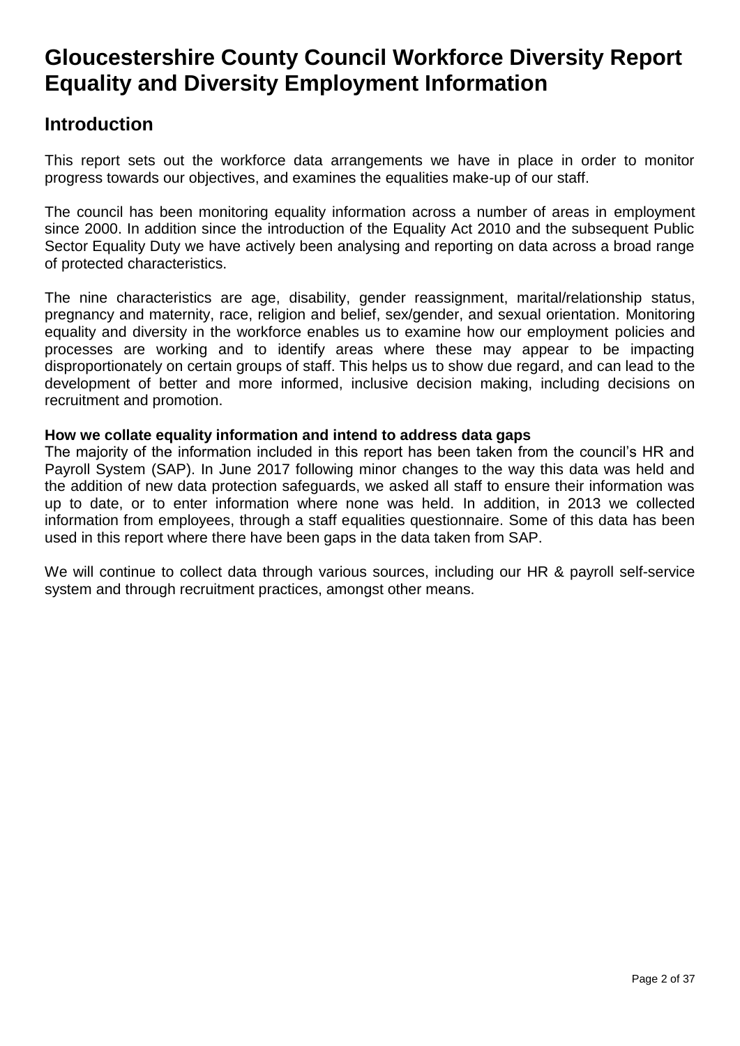# Gloucestershire County Council Workforce Diversity Report Equality and Diversity Employment Information

## Introduction

This report sets out the workforce data arrangements we have in place in order to monitor progress towards our objectives, and examines the equalities make-up of our staff.

The council has been monitoring equality information across a number of areas in employment since 2000. In addition since the introduction of the Equality Act 2010 and the subsequent Public Sector Equality Duty we have actively been analysing and reporting on data across a broad range of protected characteristics.

The nine characteristics are age, disability, gender reassignment, marital/relationship status, pregnancy and maternity, race, religion and belief, sex/gender, and sexual orientation. Monitoring equality and diversity in the workforce enables us to examine how our employment policies and processes are working and to identify areas where these may appear to be impacting disproportionately on certain groups of staff. This helps us to show due regard, and can lead to the development of better and more informed, inclusive decision making, including decisions on recruitment and promotion.

**How we collate equality information and intend to address data gaps**

The majority of the information included in this report has been taken from the council's HR and Payroll System (SAP). In June 2017 following minor changes to the way this data was held and the addition of new data protection safeguards, we asked all staff to ensure their information was up to date, or to enter information where none was held. In addition, in 2013 we collected information from employees, through a staff equalities questionnaire. Some of this data has been used in this report where there have been gaps in the data taken from SAP.

We will continue to collect data through various sources, including our HR & payroll self-service system and through recruitment practices, amongst other means.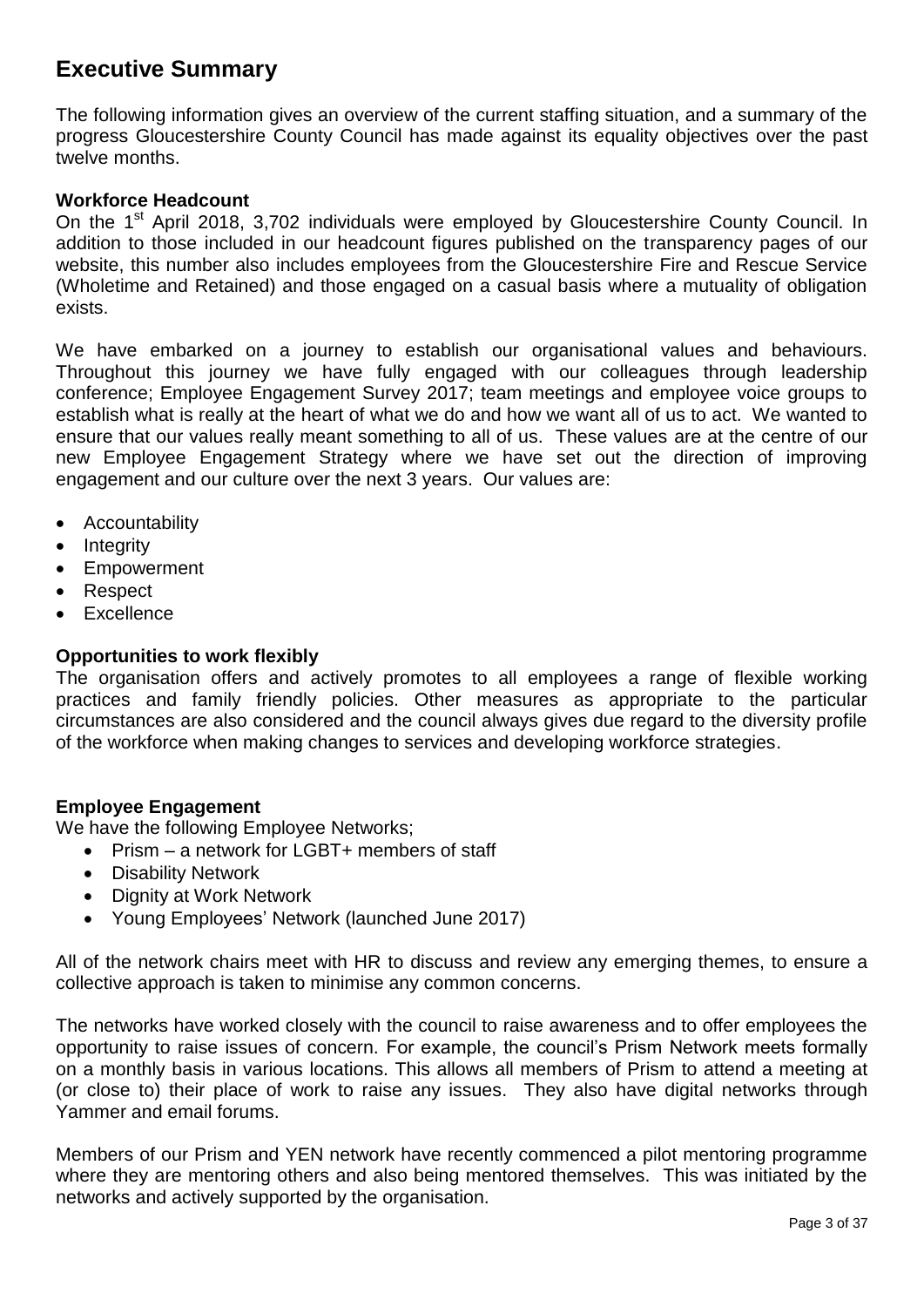# Executive Summary

The following information gives an overview of the current staffing situation, and a summary of the progress Gloucestershire County Council has made against its equality objectives over the past twelve months.

**Workforce Headcount**

On the 1st April 2018, 3,702 individuals were employed by Gloucestershire County Council. In addition to those included in our headcount figures published on the transparency pages of our website, this number also includes employees from the Gloucestershire Fire and Rescue Service (Wholetime and Retained) and those engaged on a casual basis where a mutuality of obligation exists.

We have embarked on a journey to establish our organisational values and behaviours. Throughout this journey we have fully engaged with our colleagues through leadership conference; Employee Engagement Survey 2017; team meetings and employee voice groups to establish what is really at the heart of what we do and how we want all of us to act. We wanted to ensure that our values really meant something to all of us. These values are at the centre of our new Employee Engagement Strategy where we have set out the direction of improving engagement and our culture over the next 3 years. Our values are:

- Accountability
- Integrity
- Empowerment
- Respect
- Excellence

**Opportunities to work flexibly**

The organisation offers and actively promotes to all employees a range of flexible working practices and family friendly policies. Other measures as appropriate to the particular circumstances are also considered and the council always gives due regard to the diversity profile of the workforce when making changes to services and developing workforce strategies.

**Employee Engagement**

We have the following Employee Networks;

- Prism – a network for LGBT+ members of staff
- Disability Network
- Dignity at Work Network
- Young Employees' Network (launched June 2017)

All of the network chairs meet with HR to discuss and review any emerging themes, to ensure a collective approach is taken to minimise any common concerns.

The networks have worked closely with the council to raise awareness and to offer employees the opportunity to raise issues of concern. For example, the council's Prism Network meets formally on a monthly basis in various locations. This allows all members of Prism to attend a meeting at (or close to) their place of work to raise any issues. They also have digital networks through Yammer and email forums.

Members of our Prism and YEN network have recently commenced a pilot mentoring programme where they are mentoring others and also being mentored themselves. This was initiated by the networks and actively supported by the organisation.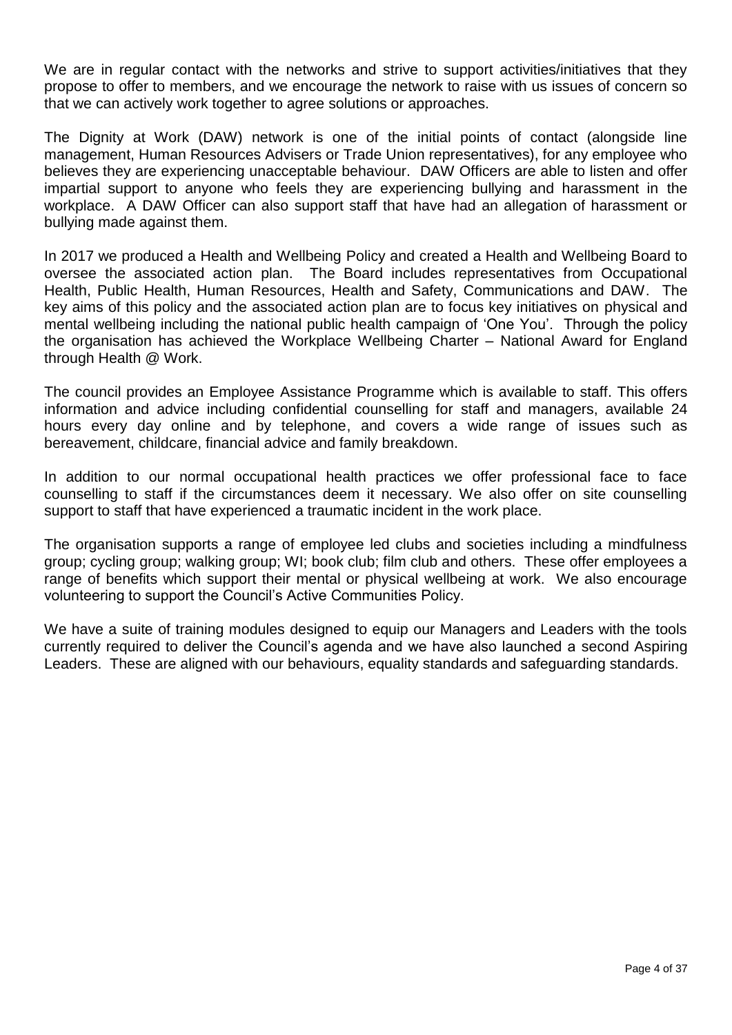We are in regular contact with the networks and strive to support activities/initiatives that they propose to offer to members, and we encourage the network to raise with us issues of concern so that we can actively work together to agree solutions or approaches.

The Dignity at Work (DAW) network is one of the initial points of contact (alongside line management, Human Resources Advisers or Trade Union representatives), for any employee who believes they are experiencing unacceptable behaviour. DAW Officers are able to listen and offer impartial support to anyone who feels they are experiencing bullying and harassment in the workplace. A DAW Officer can also support staff that have had an allegation of harassment or bullying made against them.

In 2017 we produced a Health and Wellbeing Policy and created a Health and Wellbeing Board to oversee the associated action plan. The Board includes representatives from Occupational Health, Public Health, Human Resources, Health and Safety, Communications and DAW. The key aims of this policy and the associated action plan are to focus key initiatives on physical and mental wellbeing including the national public health campaign of 'One You'. Through the policy the organisation has achieved the Workplace Wellbeing Charter – National Award for England through Health @ Work.

The council provides an Employee Assistance Programme which is available to staff. This offers information and advice including confidential counselling for staff and managers, available 24 hours every day online and by telephone, and covers a wide range of issues such as bereavement, childcare, financial advice and family breakdown.

In addition to our normal occupational health practices we offer professional face to face counselling to staff if the circumstances deem it necessary. We also offer on site counselling support to staff that have experienced a traumatic incident in the work place.

The organisation supports a range of employee led clubs and societies including a mindfulness group; cycling group; walking group; WI; book club; film club and others. These offer employees a range of benefits which support their mental or physical wellbeing at work. We also encourage volunteering to support the Council's Active Communities Policy.

We have a suite of training modules designed to equip our Managers and Leaders with the tools currently required to deliver the Council's agenda and we have also launched a second Aspiring Leaders. These are aligned with our behaviours, equality standards and safeguarding standards.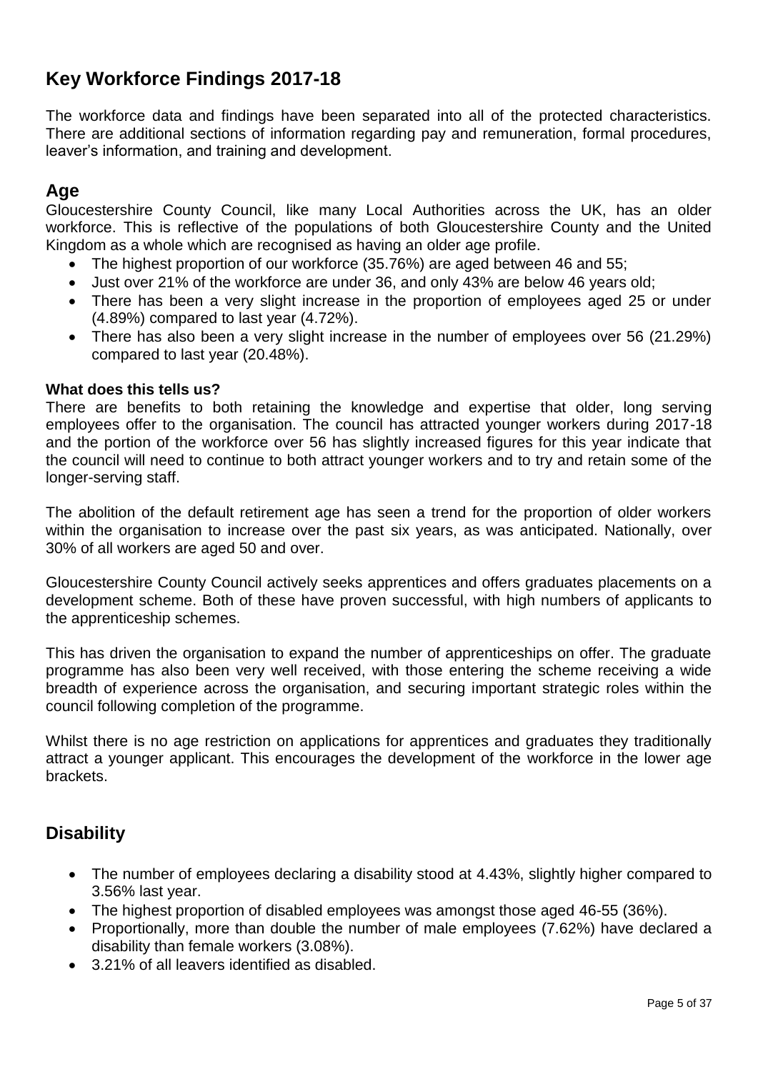# Key Workforce Findings 2017-18

The workforce data and findings have been separated into all of the protected characteristics. There are additional sections of information regarding pay and remuneration, formal procedures, leaver's information, and training and development.

## Age

Gloucestershire County Council, like many Local Authorities across the UK, has an older workforce. This is reflective of the populations of both Gloucestershire County and the United Kingdom as a whole which are recognised as having an older age profile.

- The highest proportion of our workforce (35.76%) are aged between 46 and 55;
- Just over 21% of the workforce are under 36, and only 43% are below 46 years old;
- There has been a very slight increase in the proportion of employees aged 25 or under (4.89%) compared to last year (4.72%).
- There has also been a very slight increase in the number of employees over 56 (21.29%) compared to last year (20.48%).

**What does this tells us?**

There are benefits to both retaining the knowledge and expertise that older, long serving employees offer to the organisation. The council has attracted younger workers during 2017-18 and the portion of the workforce over 56 has slightly increased figures for this year indicate that the council will need to continue to both attract younger workers and to try and retain some of the longer-serving staff.

The abolition of the default retirement age has seen a trend for the proportion of older workers within the organisation to increase over the past six years, as was anticipated. Nationally, over 30% of all workers are aged 50 and over.

Gloucestershire County Council actively seeks apprentices and offers graduates placements on a development scheme. Both of these have proven successful, with high numbers of applicants to the apprenticeship schemes.

This has driven the organisation to expand the number of apprenticeships on offer. The graduate programme has also been very well received, with those entering the scheme receiving a wide breadth of experience across the organisation, and securing important strategic roles within the council following completion of the programme.

Whilst there is no age restriction on applications for apprentices and graduates they traditionally attract a younger applicant. This encourages the development of the workforce in the lower age brackets.

## Disability

- The number of employees declaring a disability stood at 4.43%, slightly higher compared to 3.56% last year.
- The highest proportion of disabled employees was amongst those aged 46-55 (36%).
- Proportionally, more than double the number of male employees (7.62%) have declared a disability than female workers (3.08%).
- 3.21% of all leavers identified as disabled.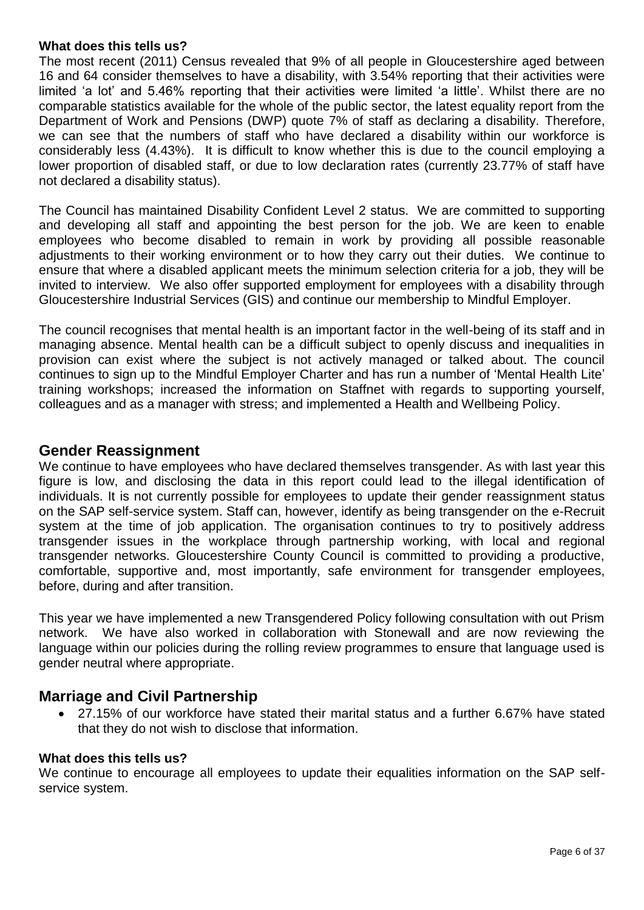**What does this tells us?**

The most recent (2011) Census revealed that 9% of all people in Gloucestershire aged between 16 and 64 consider themselves to have a disability, with 3.54% reporting that their activities were limited 'a lot' and 5.46% reporting that their activities were limited 'a little'. Whilst there are no comparable statistics available for the whole of the public sector, the latest equality report from the Department of Work and Pensions (DWP) quote 7% of staff as declaring a disability. Therefore, we can see that the numbers of staff who have declared a disability within our workforce is considerably less (4.43%). It is difficult to know whether this is due to the council employing a lower proportion of disabled staff, or due to low declaration rates (currently 23.77% of staff have not declared a disability status).

The Council has maintained Disability Confident Level 2 status. We are committed to supporting and developing all staff and appointing the best person for the job. We are keen to enable employees who become disabled to remain in work by providing all possible reasonable adjustments to their working environment or to how they carry out their duties. We continue to ensure that where a disabled applicant meets the minimum selection criteria for a job, they will be invited to interview. We also offer supported employment for employees with a disability through Gloucestershire Industrial Services (GIS) and continue our membership to Mindful Employer.

The council recognises that mental health is an important factor in the well-being of its staff and in managing absence. Mental health can be a difficult subject to openly discuss and inequalities in provision can exist where the subject is not actively managed or talked about. The council continues to sign up to the Mindful Employer Charter and has run a number of 'Mental Health Lite' training workshops; increased the information on Staffnet with regards to supporting yourself, colleagues and as a manager with stress; and implemented a Health and Wellbeing Policy.

## Gender Reassignment

We continue to have employees who have declared themselves transgender. As with last year this figure is low, and disclosing the data in this report could lead to the illegal identification of individuals. It is not currently possible for employees to update their gender reassignment status on the SAP self-service system. Staff can, however, identify as being transgender on the e-Recruit system at the time of job application. The organisation continues to try to positively address transgender issues in the workplace through partnership working, with local and regional transgender networks. Gloucestershire County Council is committed to providing a productive, comfortable, supportive and, most importantly, safe environment for transgender employees, before, during and after transition.

This year we have implemented a new Transgendered Policy following consultation with out Prism network. We have also worked in collaboration with Stonewall and are now reviewing the language within our policies during the rolling review programmes to ensure that language used is gender neutral where appropriate.

## Marriage and Civil Partnership

- 27.15% of our workforce have stated their marital status and a further 6.67% have stated that they do not wish to disclose that information.

**What does this tells us?**

We continue to encourage all employees to update their equalities information on the SAP self-service system.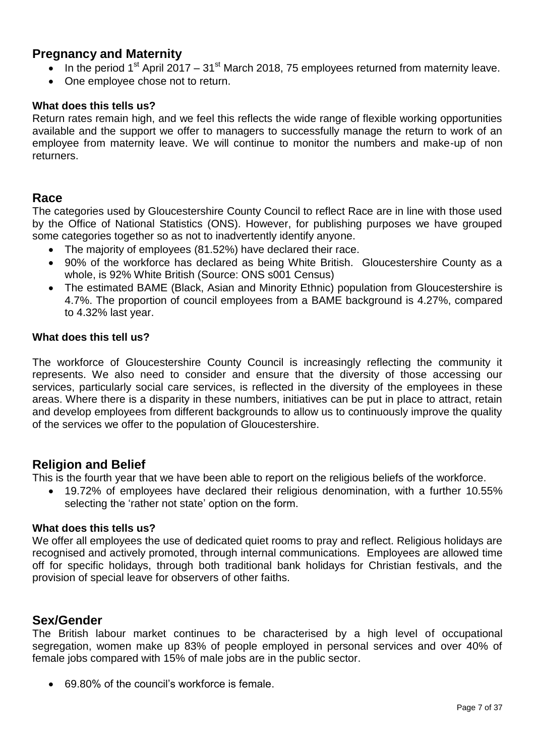## Pregnancy and Maternity

- In the period 1st April 2017 – 31st March 2018, 75 employees returned from maternity leave.
- One employee chose not to return.

**What does this tells us?**

Return rates remain high, and we feel this reflects the wide range of flexible working opportunities available and the support we offer to managers to successfully manage the return to work of an employee from maternity leave. We will continue to monitor the numbers and make-up of non returners.

## Race

The categories used by Gloucestershire County Council to reflect Race are in line with those used by the Office of National Statistics (ONS). However, for publishing purposes we have grouped some categories together so as not to inadvertently identify anyone.

- The majority of employees (81.52%) have declared their race.
- 90% of the workforce has declared as being White British. Gloucestershire County as a whole, is 92% White British (Source: ONS s001 Census)
- The estimated BAME (Black, Asian and Minority Ethnic) population from Gloucestershire is 4.7%. The proportion of council employees from a BAME background is 4.27%, compared to 4.32% last year.

**What does this tell us?**

The workforce of Gloucestershire County Council is increasingly reflecting the community it represents. We also need to consider and ensure that the diversity of those accessing our services, particularly social care services, is reflected in the diversity of the employees in these areas. Where there is a disparity in these numbers, initiatives can be put in place to attract, retain and develop employees from different backgrounds to allow us to continuously improve the quality of the services we offer to the population of Gloucestershire.

## Religion and Belief

This is the fourth year that we have been able to report on the religious beliefs of the workforce.

- 19.72% of employees have declared their religious denomination, with a further 10.55% selecting the 'rather not state' option on the form.

**What does this tells us?**

We offer all employees the use of dedicated quiet rooms to pray and reflect. Religious holidays are recognised and actively promoted, through internal communications. Employees are allowed time off for specific holidays, through both traditional bank holidays for Christian festivals, and the provision of special leave for observers of other faiths.

## Sex/Gender

The British labour market continues to be characterised by a high level of occupational segregation, women make up 83% of people employed in personal services and over 40% of female jobs compared with 15% of male jobs are in the public sector.

- 69.80% of the council's workforce is female.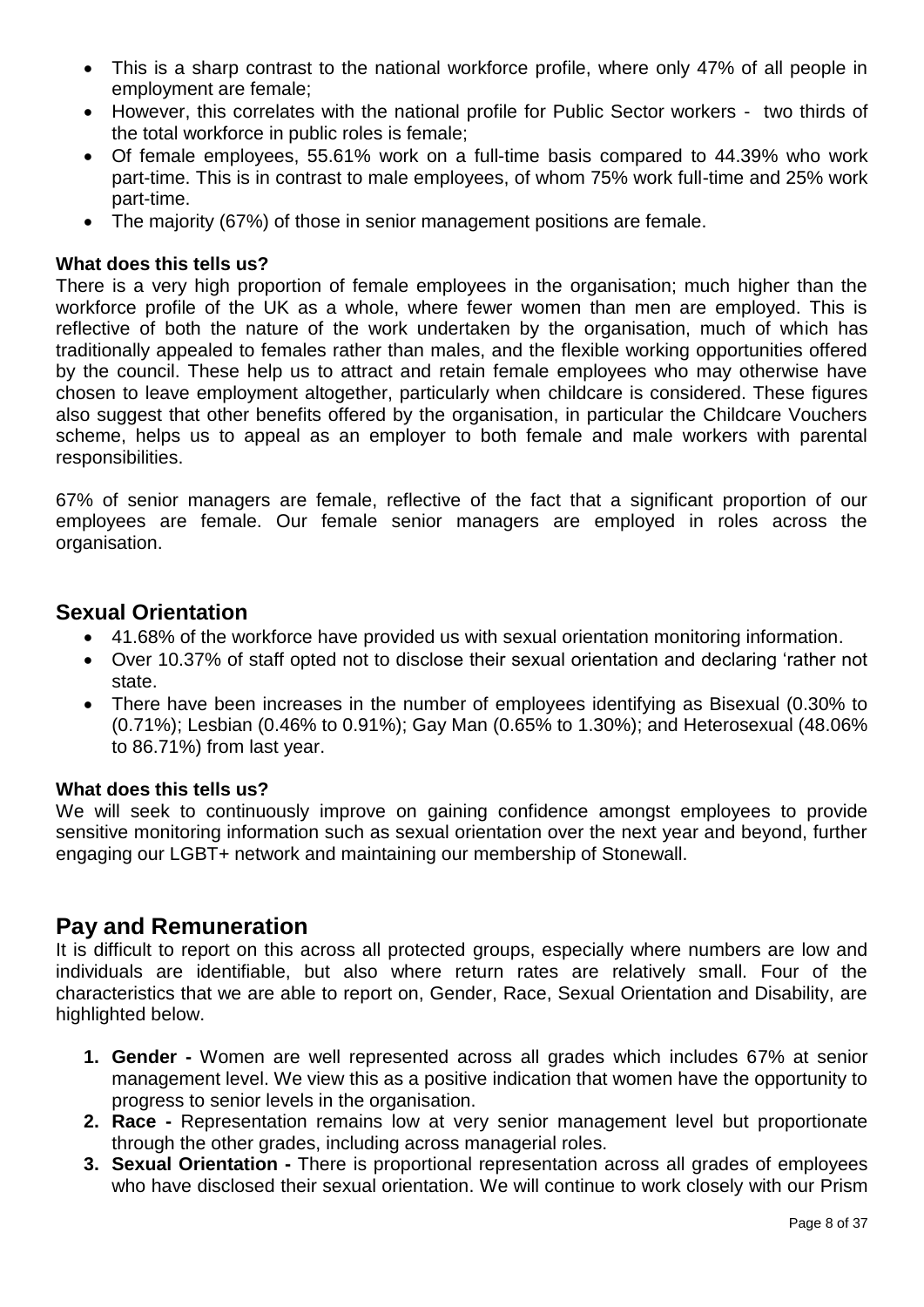- This is a sharp contrast to the national workforce profile, where only 47% of all people in employment are female;
- However, this correlates with the national profile for Public Sector workers - two thirds of the total workforce in public roles is female;
- Of female employees, 55.61% work on a full-time basis compared to 44.39% who work part-time. This is in contrast to male employees, of whom 75% work full-time and 25% work part-time.
- The majority (67%) of those in senior management positions are female.

**What does this tells us?**

There is a very high proportion of female employees in the organisation; much higher than the workforce profile of the UK as a whole, where fewer women than men are employed. This is reflective of both the nature of the work undertaken by the organisation, much of which has traditionally appealed to females rather than males, and the flexible working opportunities offered by the council. These help us to attract and retain female employees who may otherwise have chosen to leave employment altogether, particularly when childcare is considered. These figures also suggest that other benefits offered by the organisation, in particular the Childcare Vouchers scheme, helps us to appeal as an employer to both female and male workers with parental responsibilities.

67% of senior managers are female, reflective of the fact that a significant proportion of our employees are female. Our female senior managers are employed in roles across the organisation.

## Sexual Orientation

- 41.68% of the workforce have provided us with sexual orientation monitoring information.
- Over 10.37% of staff opted not to disclose their sexual orientation and declaring 'rather not state.
- There have been increases in the number of employees identifying as Bisexual (0.30% to (0.71%); Lesbian (0.46% to 0.91%); Gay Man (0.65% to 1.30%); and Heterosexual (48.06% to 86.71%) from last year.

**What does this tells us?**

We will seek to continuously improve on gaining confidence amongst employees to provide sensitive monitoring information such as sexual orientation over the next year and beyond, further engaging our LGBT+ network and maintaining our membership of Stonewall.

## Pay and Remuneration

It is difficult to report on this across all protected groups, especially where numbers are low and individuals are identifiable, but also where return rates are relatively small. Four of the characteristics that we are able to report on, Gender, Race, Sexual Orientation and Disability, are highlighted below.

1. **Gender -** Women are well represented across all grades which includes 67% at senior management level. We view this as a positive indication that women have the opportunity to progress to senior levels in the organisation.
2. **Race -** Representation remains low at very senior management level but proportionate through the other grades, including across managerial roles.
3. **Sexual Orientation -** There is proportional representation across all grades of employees who have disclosed their sexual orientation. We will continue to work closely with our Prism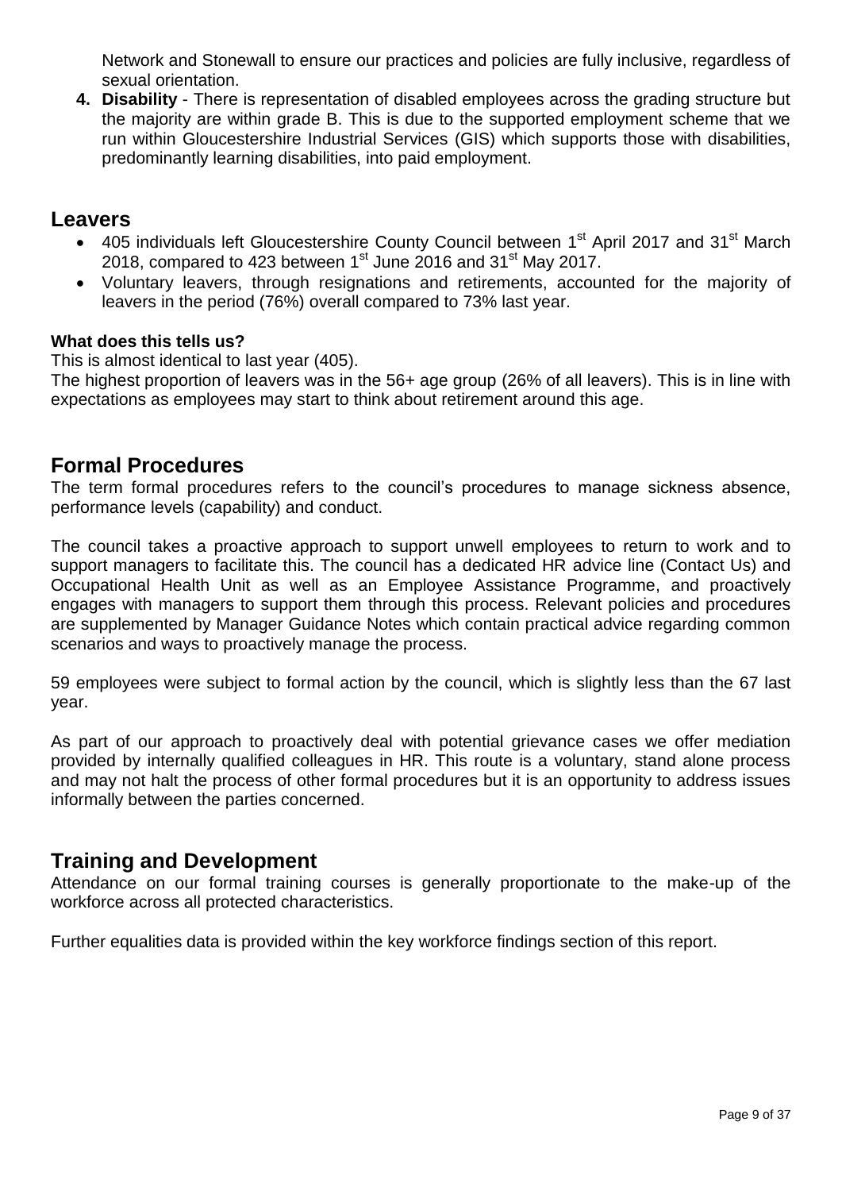Network and Stonewall to ensure our practices and policies are fully inclusive, regardless of sexual orientation.

4. **Disability** - There is representation of disabled employees across the grading structure but the majority are within grade B. This is due to the supported employment scheme that we run within Gloucestershire Industrial Services (GIS) which supports those with disabilities, predominantly learning disabilities, into paid employment.

## Leavers

- 405 individuals left Gloucestershire County Council between 1st April 2017 and 31st March 2018, compared to 423 between 1st June 2016 and 31st May 2017.
- Voluntary leavers, through resignations and retirements, accounted for the majority of leavers in the period (76%) overall compared to 73% last year.

**What does this tells us?**

This is almost identical to last year (405).

The highest proportion of leavers was in the 56+ age group (26% of all leavers). This is in line with expectations as employees may start to think about retirement around this age.

## Formal Procedures

The term formal procedures refers to the council's procedures to manage sickness absence, performance levels (capability) and conduct.

The council takes a proactive approach to support unwell employees to return to work and to support managers to facilitate this. The council has a dedicated HR advice line (Contact Us) and Occupational Health Unit as well as an Employee Assistance Programme, and proactively engages with managers to support them through this process. Relevant policies and procedures are supplemented by Manager Guidance Notes which contain practical advice regarding common scenarios and ways to proactively manage the process.

59 employees were subject to formal action by the council, which is slightly less than the 67 last year.

As part of our approach to proactively deal with potential grievance cases we offer mediation provided by internally qualified colleagues in HR. This route is a voluntary, stand alone process and may not halt the process of other formal procedures but it is an opportunity to address issues informally between the parties concerned.

## Training and Development

Attendance on our formal training courses is generally proportionate to the make-up of the workforce across all protected characteristics.

Further equalities data is provided within the key workforce findings section of this report.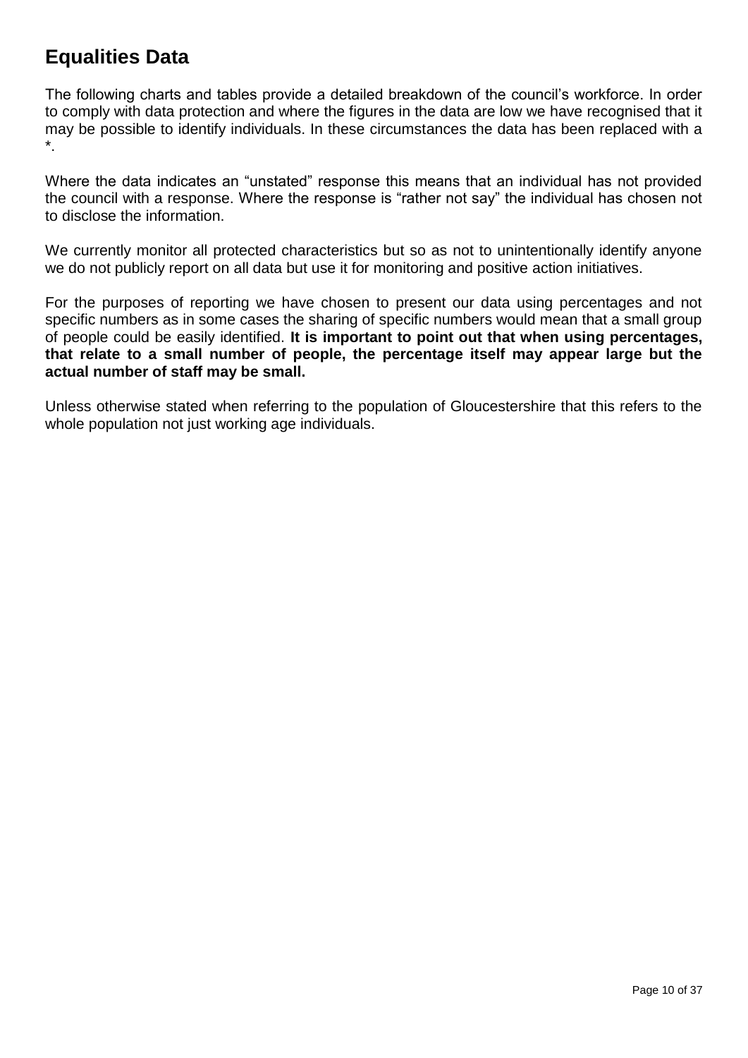## Equalities Data

The following charts and tables provide a detailed breakdown of the council's workforce. In order to comply with data protection and where the figures in the data are low we have recognised that it may be possible to identify individuals. In these circumstances the data has been replaced with a *.

Where the data indicates an "unstated" response this means that an individual has not provided the council with a response. Where the response is "rather not say" the individual has chosen not to disclose the information.

We currently monitor all protected characteristics but so as not to unintentionally identify anyone we do not publicly report on all data but use it for monitoring and positive action initiatives.

For the purposes of reporting we have chosen to present our data using percentages and not specific numbers as in some cases the sharing of specific numbers would mean that a small group of people could be easily identified. **It is important to point out that when using percentages, that relate to a small number of people, the percentage itself may appear large but the actual number of staff may be small.**

Unless otherwise stated when referring to the population of Gloucestershire that this refers to the whole population not just working age individuals.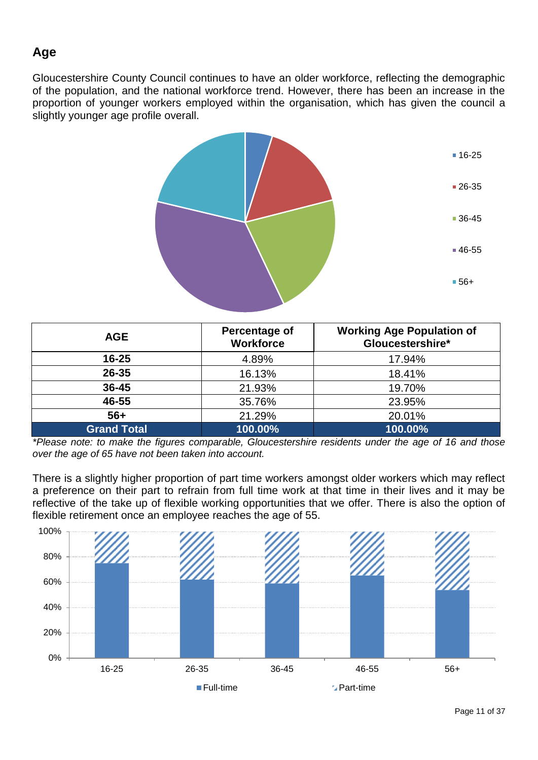## Age

Gloucestershire County Council continues to have an older workforce, reflecting the demographic of the population, and the national workforce trend. However, there has been an increase in the proportion of younger workers employed within the organisation, which has given the council a slightly younger age profile overall.

| AGE | Percentage of Workforce | Working Age Population of Gloucestershire* |
|---|---|---|
| 16-25 | 4.89% | 17.94% |
| 26-35 | 16.13% | 18.41% |
| 36-45 | 21.93% | 19.70% |
| 46-55 | 35.76% | 23.95% |
| 56+ | 21.29% | 20.01% |
| **Grand Total** | **100.00%** | **100.00%** |

*Please note: to make the figures comparable, Gloucestershire residents under the age of 16 and those over the age of 65 have not been taken into account.*

There is a slightly higher proportion of part time workers amongst older workers which may reflect a preference on their part to refrain from full time work at that time in their lives and it may be reflective of the take up of flexible working opportunities that we offer. There is also the option of flexible retirement once an employee reaches the age of 55.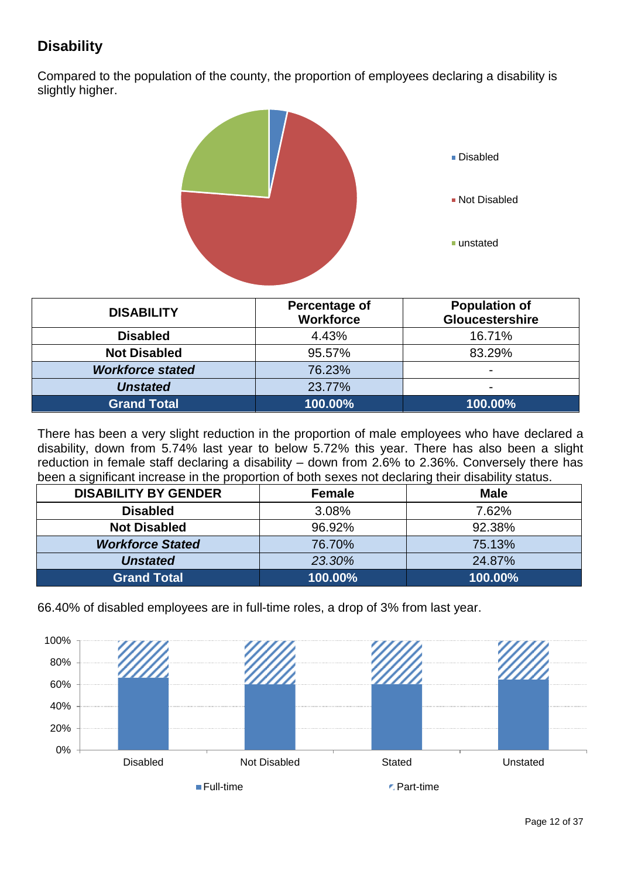## Disability

Compared to the population of the county, the proportion of employees declaring a disability is slightly higher.

| DISABILITY | Percentage of Workforce | Population of Gloucestershire |
|---|---|---|
| **Disabled** | 4.43% | 16.71% |
| **Not Disabled** | 95.57% | 83.29% |
| ***Workforce stated*** | 76.23% | - |
| ***Unstated*** | 23.77% | - |
| **Grand Total** | **100.00%** | **100.00%** |

There has been a very slight reduction in the proportion of male employees who have declared a disability, down from 5.74% last year to below 5.72% this year. There has also been a slight reduction in female staff declaring a disability – down from 2.6% to 2.36%. Conversely there has been a significant increase in the proportion of both sexes not declaring their disability status.

| DISABILITY BY GENDER | Female | Male |
|---|---|---|
| **Disabled** | 3.08% | 7.62% |
| **Not Disabled** | 96.92% | 92.38% |
| ***Workforce Stated*** | 76.70% | 75.13% |
| ***Unstated*** | *23.30%* | 24.87% |
| **Grand Total** | **100.00%** | **100.00%** |

66.40% of disabled employees are in full-time roles, a drop of 3% from last year.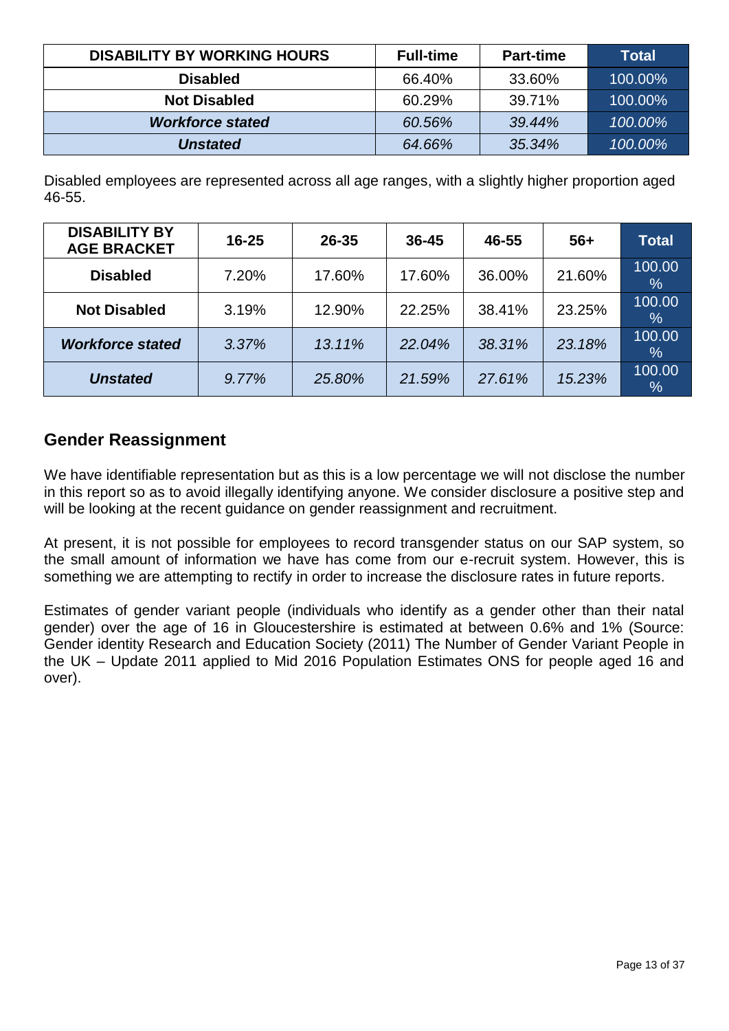| DISABILITY BY WORKING HOURS | Full-time | Part-time | Total |
|---|---|---|---|
| **Disabled** | 66.40% | 33.60% | 100.00% |
| **Not Disabled** | 60.29% | 39.71% | 100.00% |
| ***Workforce stated*** | *60.56%* | *39.44%* | *100.00%* |
| ***Unstated*** | *64.66%* | *35.34%* | *100.00%* |

Disabled employees are represented across all age ranges, with a slightly higher proportion aged 46-55.

| DISABILITY BY AGE BRACKET | 16-25 | 26-35 | 36-45 | 46-55 | 56+ | Total |
|---|---|---|---|---|---|---|
| **Disabled** | 7.20% | 17.60% | 17.60% | 36.00% | 21.60% | 100.00% |
| **Not Disabled** | 3.19% | 12.90% | 22.25% | 38.41% | 23.25% | 100.00% |
| ***Workforce stated*** | *3.37%* | *13.11%* | *22.04%* | *38.31%* | *23.18%* | *100.00%* |
| ***Unstated*** | *9.77%* | *25.80%* | *21.59%* | *27.61%* | *15.23%* | *100.00%* |

## Gender Reassignment

We have identifiable representation but as this is a low percentage we will not disclose the number in this report so as to avoid illegally identifying anyone. We consider disclosure a positive step and will be looking at the recent guidance on gender reassignment and recruitment.

At present, it is not possible for employees to record transgender status on our SAP system, so the small amount of information we have has come from our e-recruit system. However, this is something we are attempting to rectify in order to increase the disclosure rates in future reports.

Estimates of gender variant people (individuals who identify as a gender other than their natal gender) over the age of 16 in Gloucestershire is estimated at between 0.6% and 1% (Source: Gender identity Research and Education Society (2011) The Number of Gender Variant People in the UK – Update 2011 applied to Mid 2016 Population Estimates ONS for people aged 16 and over).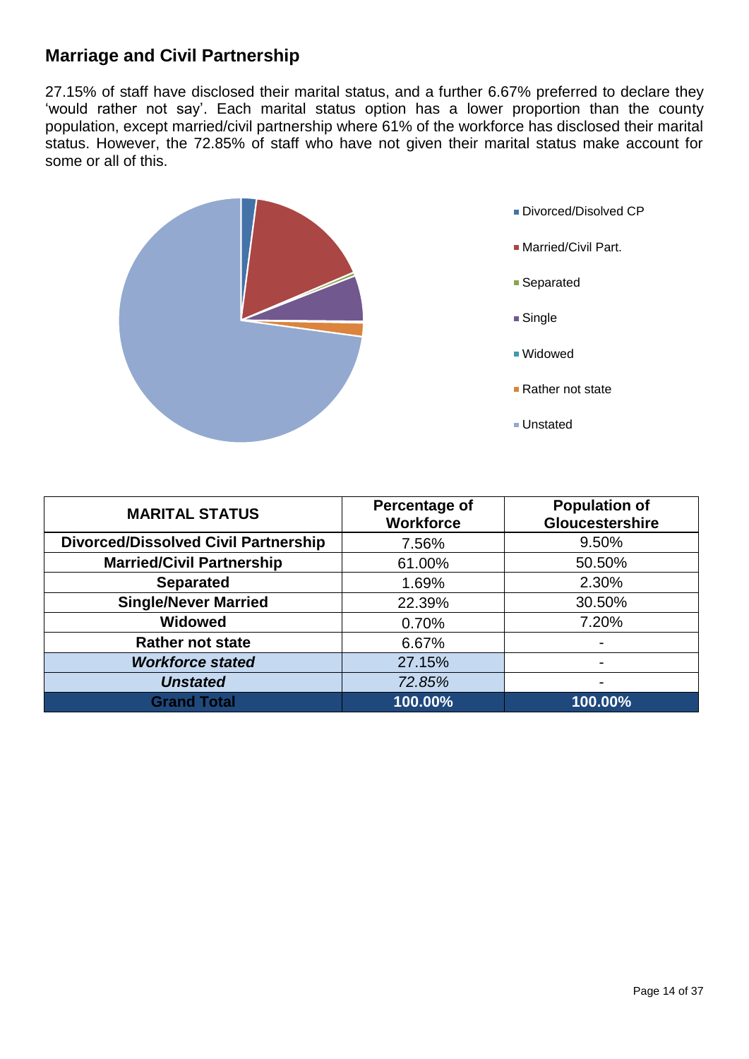## Marriage and Civil Partnership

27.15% of staff have disclosed their marital status, and a further 6.67% preferred to declare they 'would rather not say'. Each marital status option has a lower proportion than the county population, except married/civil partnership where 61% of the workforce has disclosed their marital status. However, the 72.85% of staff who have not given their marital status make account for some or all of this.

| MARITAL STATUS | Percentage of Workforce | Population of Gloucestershire |
|---|---|---|
| **Divorced/Dissolved Civil Partnership** | 7.56% | 9.50% |
| **Married/Civil Partnership** | 61.00% | 50.50% |
| **Separated** | 1.69% | 2.30% |
| **Single/Never Married** | 22.39% | 30.50% |
| **Widowed** | 0.70% | 7.20% |
| **Rather not state** | 6.67% | - |
| ***Workforce stated*** | 27.15% | - |
| ***Unstated*** | *72.85%* | - |
| **Grand Total** | **100.00%** | **100.00%** |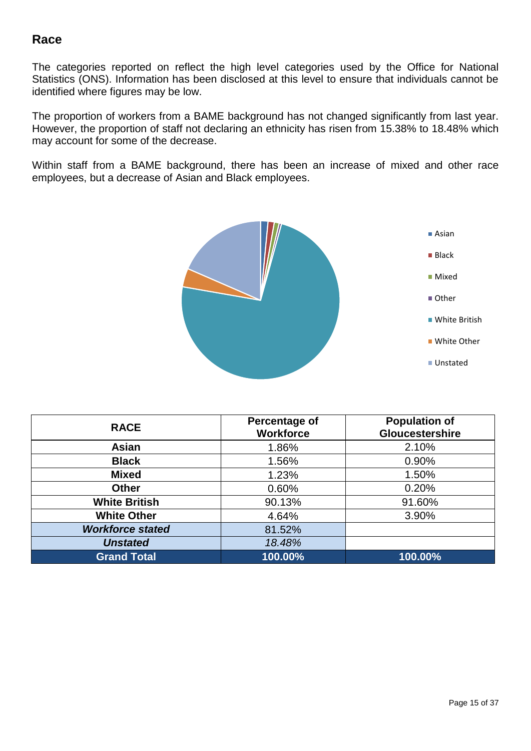## Race

The categories reported on reflect the high level categories used by the Office for National Statistics (ONS). Information has been disclosed at this level to ensure that individuals cannot be identified where figures may be low.

The proportion of workers from a BAME background has not changed significantly from last year. However, the proportion of staff not declaring an ethnicity has risen from 15.38% to 18.48% which may account for some of the decrease.

Within staff from a BAME background, there has been an increase of mixed and other race employees, but a decrease of Asian and Black employees.

| RACE | Percentage of Workforce | Population of Gloucestershire |
|---|---|---|
| **Asian** | 1.86% | 2.10% |
| **Black** | 1.56% | 0.90% |
| **Mixed** | 1.23% | 1.50% |
| **Other** | 0.60% | 0.20% |
| **White British** | 90.13% | 91.60% |
| **White Other** | 4.64% | 3.90% |
| ***Workforce stated*** | 81.52% | |
| ***Unstated*** | *18.48%* | |
| **Grand Total** | **100.00%** | **100.00%** |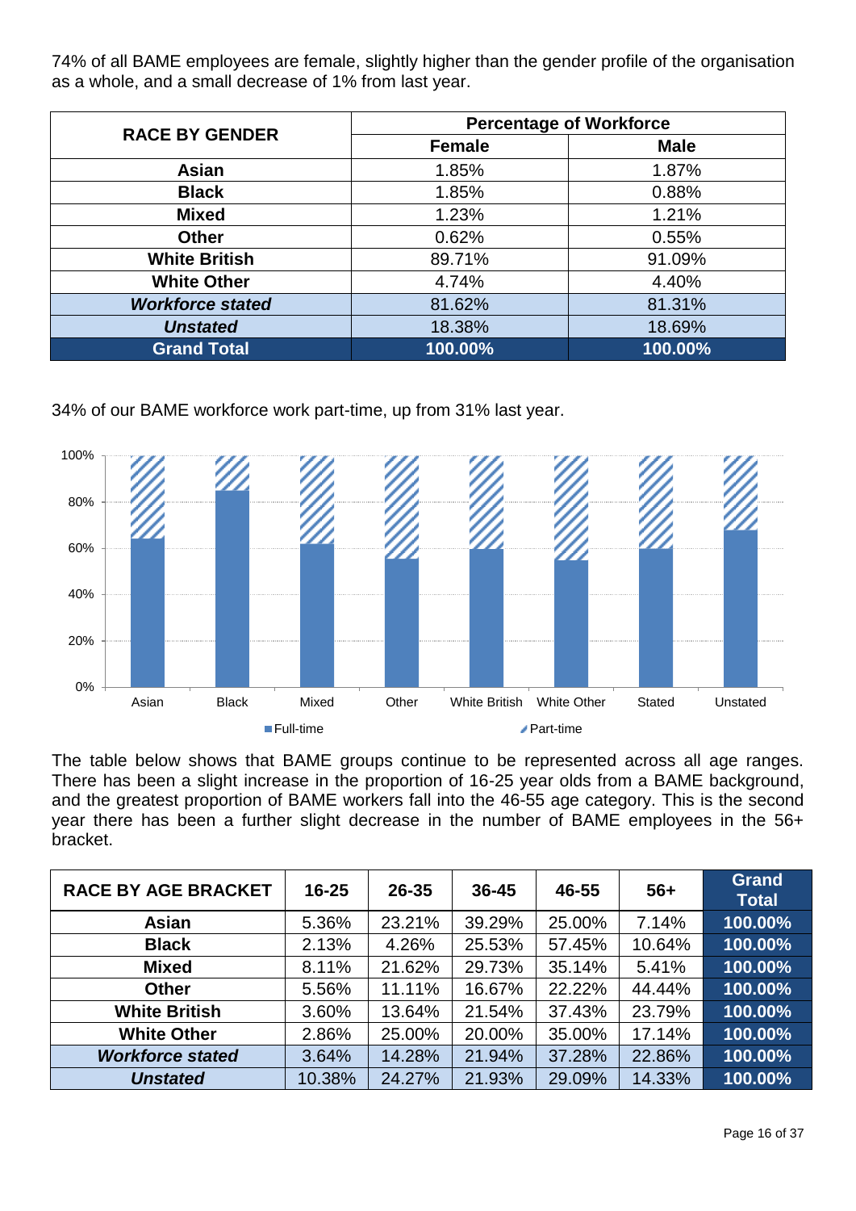74% of all BAME employees are female, slightly higher than the gender profile of the organisation as a whole, and a small decrease of 1% from last year.

| RACE BY GENDER | Percentage of Workforce | |
|---|---|---|
| | **Female** | **Male** |
| **Asian** | 1.85% | 1.87% |
| **Black** | 1.85% | 0.88% |
| **Mixed** | 1.23% | 1.21% |
| **Other** | 0.62% | 0.55% |
| **White British** | 89.71% | 91.09% |
| **White Other** | 4.74% | 4.40% |
| ***Workforce stated*** | 81.62% | 81.31% |
| ***Unstated*** | 18.38% | 18.69% |
| **Grand Total** | **100.00%** | **100.00%** |

34% of our BAME workforce work part-time, up from 31% last year.

| | Asian | Black | Mixed | Other | White British | White Other | Stated | Unstated |
|---|---|---|---|---|---|---|---|---|
| Full-time | ~64% | ~85% | ~62% | ~56% | ~60% | ~55% | ~60% | ~68% |
| Part-time | ~36% | ~15% | ~38% | ~44% | ~40% | ~45% | ~40% | ~32% |

The table below shows that BAME groups continue to be represented across all age ranges. There has been a slight increase in the proportion of 16-25 year olds from a BAME background, and the greatest proportion of BAME workers fall into the 46-55 age category. This is the second year there has been a further slight decrease in the number of BAME employees in the 56+ bracket.

| RACE BY AGE BRACKET | 16-25 | 26-35 | 36-45 | 46-55 | 56+ | Grand Total |
|---|---|---|---|---|---|---|
| **Asian** | 5.36% | 23.21% | 39.29% | 25.00% | 7.14% | **100.00%** |
| **Black** | 2.13% | 4.26% | 25.53% | 57.45% | 10.64% | **100.00%** |
| **Mixed** | 8.11% | 21.62% | 29.73% | 35.14% | 5.41% | **100.00%** |
| **Other** | 5.56% | 11.11% | 16.67% | 22.22% | 44.44% | **100.00%** |
| **White British** | 3.60% | 13.64% | 21.54% | 37.43% | 23.79% | **100.00%** |
| **White Other** | 2.86% | 25.00% | 20.00% | 35.00% | 17.14% | **100.00%** |
| ***Workforce stated*** | 3.64% | 14.28% | 21.94% | 37.28% | 22.86% | **100.00%** |
| ***Unstated*** | 10.38% | 24.27% | 21.93% | 29.09% | 14.33% | **100.00%** |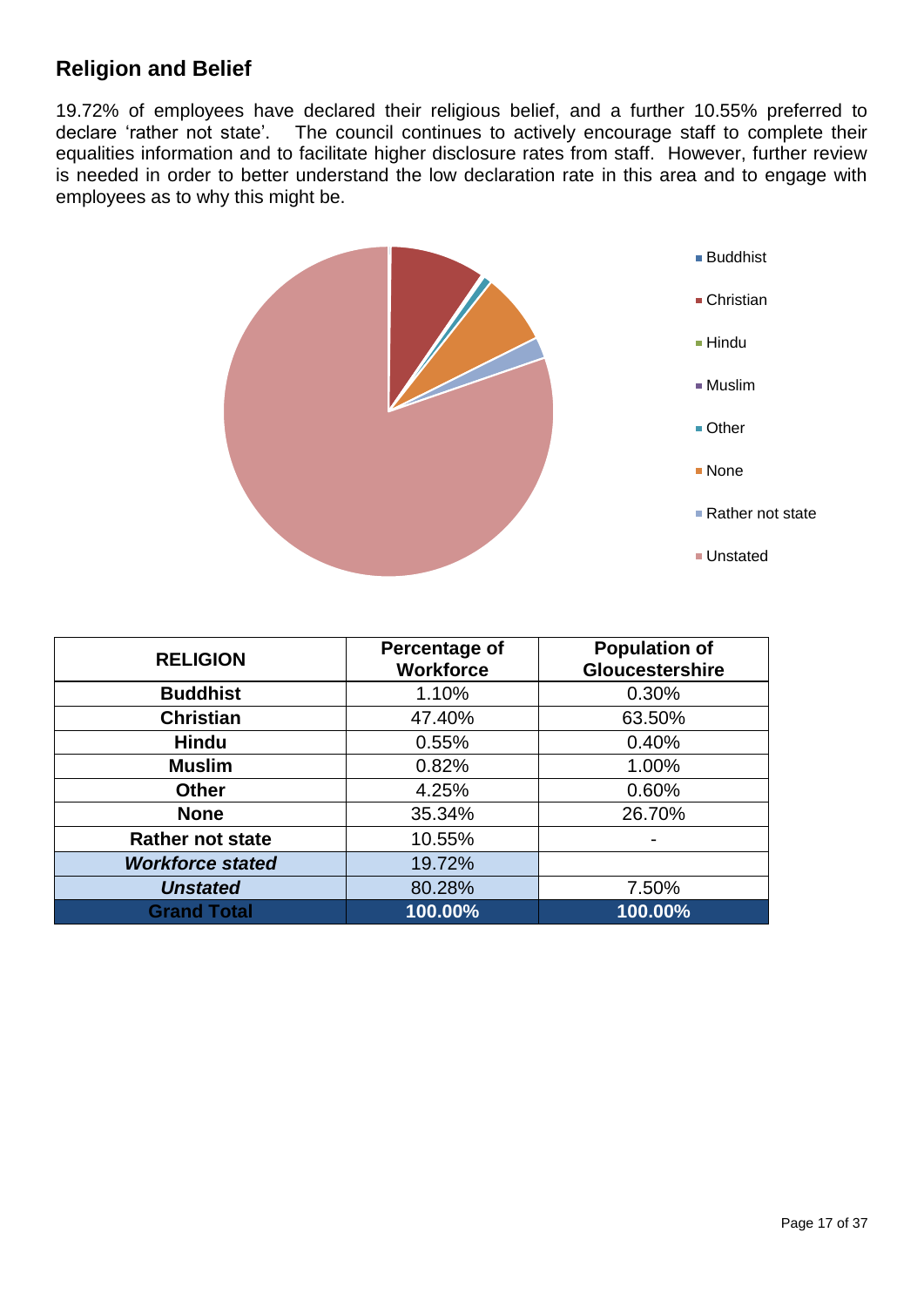## Religion and Belief

19.72% of employees have declared their religious belief, and a further 10.55% preferred to declare 'rather not state'. The council continues to actively encourage staff to complete their equalities information and to facilitate higher disclosure rates from staff. However, further review is needed in order to better understand the low declaration rate in this area and to engage with employees as to why this might be.

| RELIGION | Percentage of Workforce | Population of Gloucestershire |
|---|---|---|
| **Buddhist** | 1.10% | 0.30% |
| **Christian** | 47.40% | 63.50% |
| **Hindu** | 0.55% | 0.40% |
| **Muslim** | 0.82% | 1.00% |
| **Other** | 4.25% | 0.60% |
| **None** | 35.34% | 26.70% |
| **Rather not state** | 10.55% | - |
| ***Workforce stated*** | 19.72% | |
| ***Unstated*** | 80.28% | 7.50% |
| **Grand Total** | **100.00%** | **100.00%** |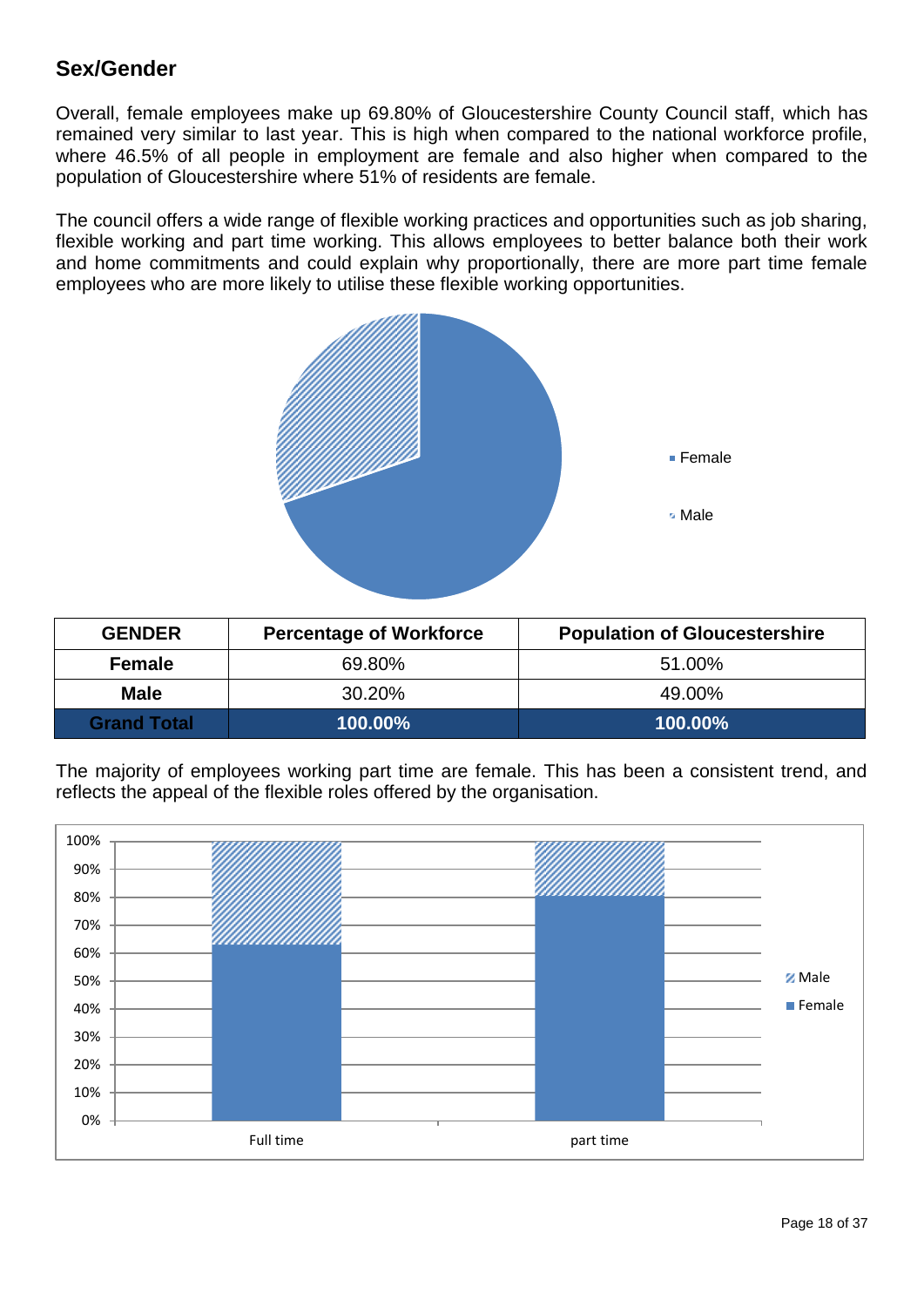## Sex/Gender

Overall, female employees make up 69.80% of Gloucestershire County Council staff, which has remained very similar to last year. This is high when compared to the national workforce profile, where 46.5% of all people in employment are female and also higher when compared to the population of Gloucestershire where 51% of residents are female.

The council offers a wide range of flexible working practices and opportunities such as job sharing, flexible working and part time working. This allows employees to better balance both their work and home commitments and could explain why proportionally, there are more part time female employees who are more likely to utilise these flexible working opportunities.

| GENDER | Percentage of Workforce | Population of Gloucestershire |
|---|---|---|
| **Female** | 69.80% | 51.00% |
| **Male** | 30.20% | 49.00% |
| **Grand Total** | **100.00%** | **100.00%** |

The majority of employees working part time are female. This has been a consistent trend, and reflects the appeal of the flexible roles offered by the organisation.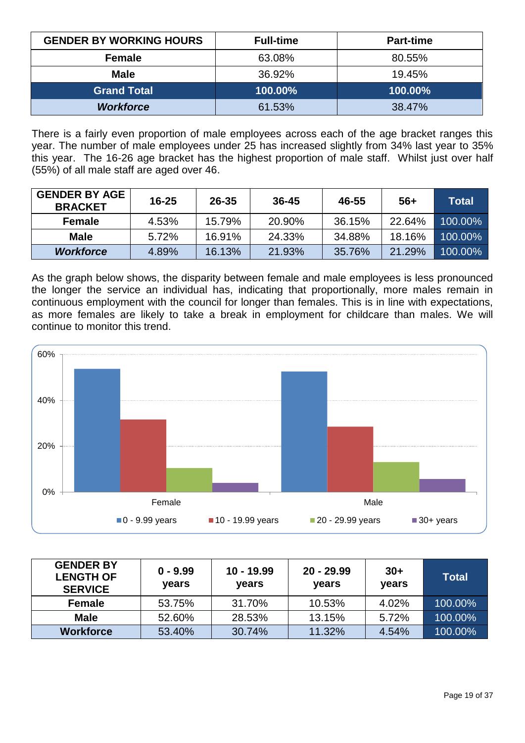| GENDER BY WORKING HOURS | Full-time | Part-time |
|---|---|---|
| **Female** | 63.08% | 80.55% |
| **Male** | 36.92% | 19.45% |
| **Grand Total** | **100.00%** | **100.00%** |
| ***Workforce*** | 61.53% | 38.47% |

There is a fairly even proportion of male employees across each of the age bracket ranges this year. The number of male employees under 25 has increased slightly from 34% last year to 35% this year. The 16-26 age bracket has the highest proportion of male staff. Whilst just over half (55%) of all male staff are aged over 46.

| GENDER BY AGE BRACKET | 16-25 | 26-35 | 36-45 | 46-55 | 56+ | Total |
|---|---|---|---|---|---|---|
| **Female** | 4.53% | 15.79% | 20.90% | 36.15% | 22.64% | 100.00% |
| **Male** | 5.72% | 16.91% | 24.33% | 34.88% | 18.16% | 100.00% |
| ***Workforce*** | 4.89% | 16.13% | 21.93% | 35.76% | 21.29% | 100.00% |

As the graph below shows, the disparity between female and male employees is less pronounced the longer the service an individual has, indicating that proportionally, more males remain in continuous employment with the council for longer than females. This is in line with expectations, as more females are likely to take a break in employment for childcare than males. We will continue to monitor this trend.

| GENDER BY LENGTH OF SERVICE | 0 - 9.99 years | 10 - 19.99 years | 20 - 29.99 years | 30+ years | Total |
|---|---|---|---|---|---|
| **Female** | 53.75% | 31.70% | 10.53% | 4.02% | 100.00% |
| **Male** | 52.60% | 28.53% | 13.15% | 5.72% | 100.00% |
| **Workforce** | 53.40% | 30.74% | 11.32% | 4.54% | 100.00% |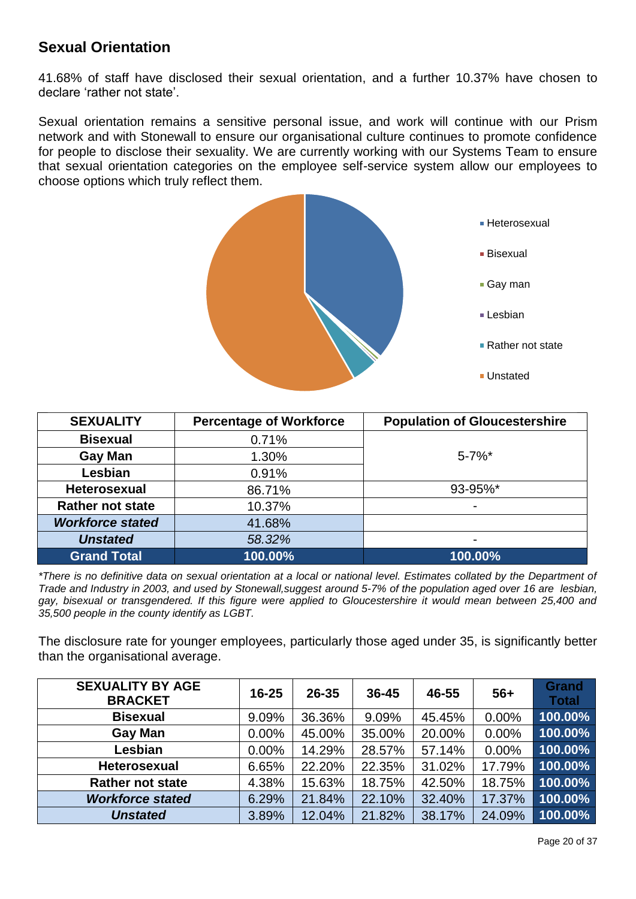## Sexual Orientation

41.68% of staff have disclosed their sexual orientation, and a further 10.37% have chosen to declare 'rather not state'.

Sexual orientation remains a sensitive personal issue, and work will continue with our Prism network and with Stonewall to ensure our organisational culture continues to promote confidence for people to disclose their sexuality. We are currently working with our Systems Team to ensure that sexual orientation categories on the employee self-service system allow our employees to choose options which truly reflect them.

| SEXUALITY | Percentage of Workforce | Population of Gloucestershire |
|---|---|---|
| **Bisexual** | 0.71% | 5-7%* |
| **Gay Man** | 1.30% | |
| **Lesbian** | 0.91% | |
| **Heterosexual** | 86.71% | 93-95%* |
| **Rather not state** | 10.37% | - |
| ***Workforce stated*** | 41.68% | |
| ***Unstated*** | *58.32%* | - |
| **Grand Total** | **100.00%** | **100.00%** |

*\*There is no definitive data on sexual orientation at a local or national level. Estimates collated by the Department of Trade and Industry in 2003, and used by Stonewall,suggest around 5-7% of the population aged over 16 are lesbian, gay, bisexual or transgendered. If this figure were applied to Gloucestershire it would mean between 25,400 and 35,500 people in the county identify as LGBT.*

The disclosure rate for younger employees, particularly those aged under 35, is significantly better than the organisational average.

| SEXUALITY BY AGE BRACKET | 16-25 | 26-35 | 36-45 | 46-55 | 56+ | Grand Total |
|---|---|---|---|---|---|---|
| **Bisexual** | 9.09% | 36.36% | 9.09% | 45.45% | 0.00% | **100.00%** |
| **Gay Man** | 0.00% | 45.00% | 35.00% | 20.00% | 0.00% | **100.00%** |
| **Lesbian** | 0.00% | 14.29% | 28.57% | 57.14% | 0.00% | **100.00%** |
| **Heterosexual** | 6.65% | 22.20% | 22.35% | 31.02% | 17.79% | **100.00%** |
| **Rather not state** | 4.38% | 15.63% | 18.75% | 42.50% | 18.75% | **100.00%** |
| ***Workforce stated*** | 6.29% | 21.84% | 22.10% | 32.40% | 17.37% | **100.00%** |
| ***Unstated*** | 3.89% | 12.04% | 21.82% | 38.17% | 24.09% | **100.00%** |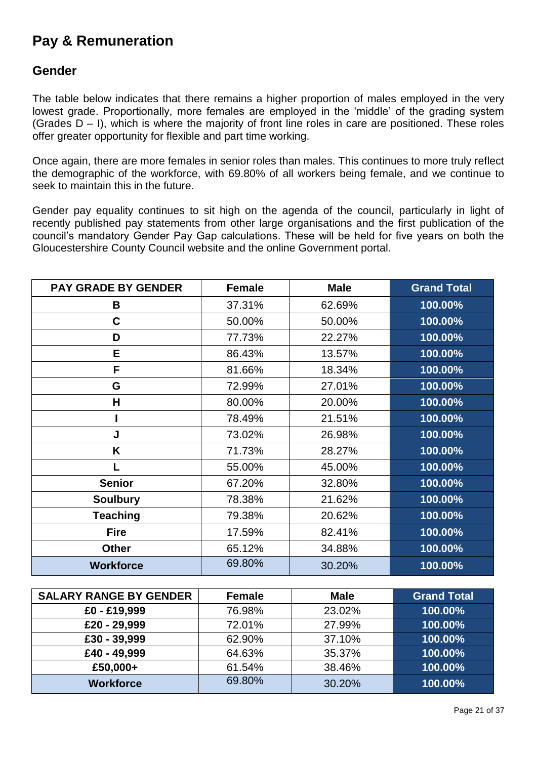# Pay & Remuneration

## Gender

The table below indicates that there remains a higher proportion of males employed in the very lowest grade. Proportionally, more females are employed in the 'middle' of the grading system (Grades D – I), which is where the majority of front line roles in care are positioned. These roles offer greater opportunity for flexible and part time working.

Once again, there are more females in senior roles than males. This continues to more truly reflect the demographic of the workforce, with 69.80% of all workers being female, and we continue to seek to maintain this in the future.

Gender pay equality continues to sit high on the agenda of the council, particularly in light of recently published pay statements from other large organisations and the first publication of the council's mandatory Gender Pay Gap calculations. These will be held for five years on both the Gloucestershire County Council website and the online Government portal.

| PAY GRADE BY GENDER | Female | Male | Grand Total |
|---|---|---|---|
| B | 37.31% | 62.69% | 100.00% |
| C | 50.00% | 50.00% | 100.00% |
| D | 77.73% | 22.27% | 100.00% |
| E | 86.43% | 13.57% | 100.00% |
| F | 81.66% | 18.34% | 100.00% |
| G | 72.99% | 27.01% | 100.00% |
| H | 80.00% | 20.00% | 100.00% |
| I | 78.49% | 21.51% | 100.00% |
| J | 73.02% | 26.98% | 100.00% |
| K | 71.73% | 28.27% | 100.00% |
| L | 55.00% | 45.00% | 100.00% |
| Senior | 67.20% | 32.80% | 100.00% |
| Soulbury | 78.38% | 21.62% | 100.00% |
| Teaching | 79.38% | 20.62% | 100.00% |
| Fire | 17.59% | 82.41% | 100.00% |
| Other | 65.12% | 34.88% | 100.00% |
| Workforce | 69.80% | 30.20% | 100.00% |

| SALARY RANGE BY GENDER | Female | Male | Grand Total |
|---|---|---|---|
| £0 - £19,999 | 76.98% | 23.02% | 100.00% |
| £20 - 29,999 | 72.01% | 27.99% | 100.00% |
| £30 - 39,999 | 62.90% | 37.10% | 100.00% |
| £40 - 49,999 | 64.63% | 35.37% | 100.00% |
| £50,000+ | 61.54% | 38.46% | 100.00% |
| Workforce | 69.80% | 30.20% | 100.00% |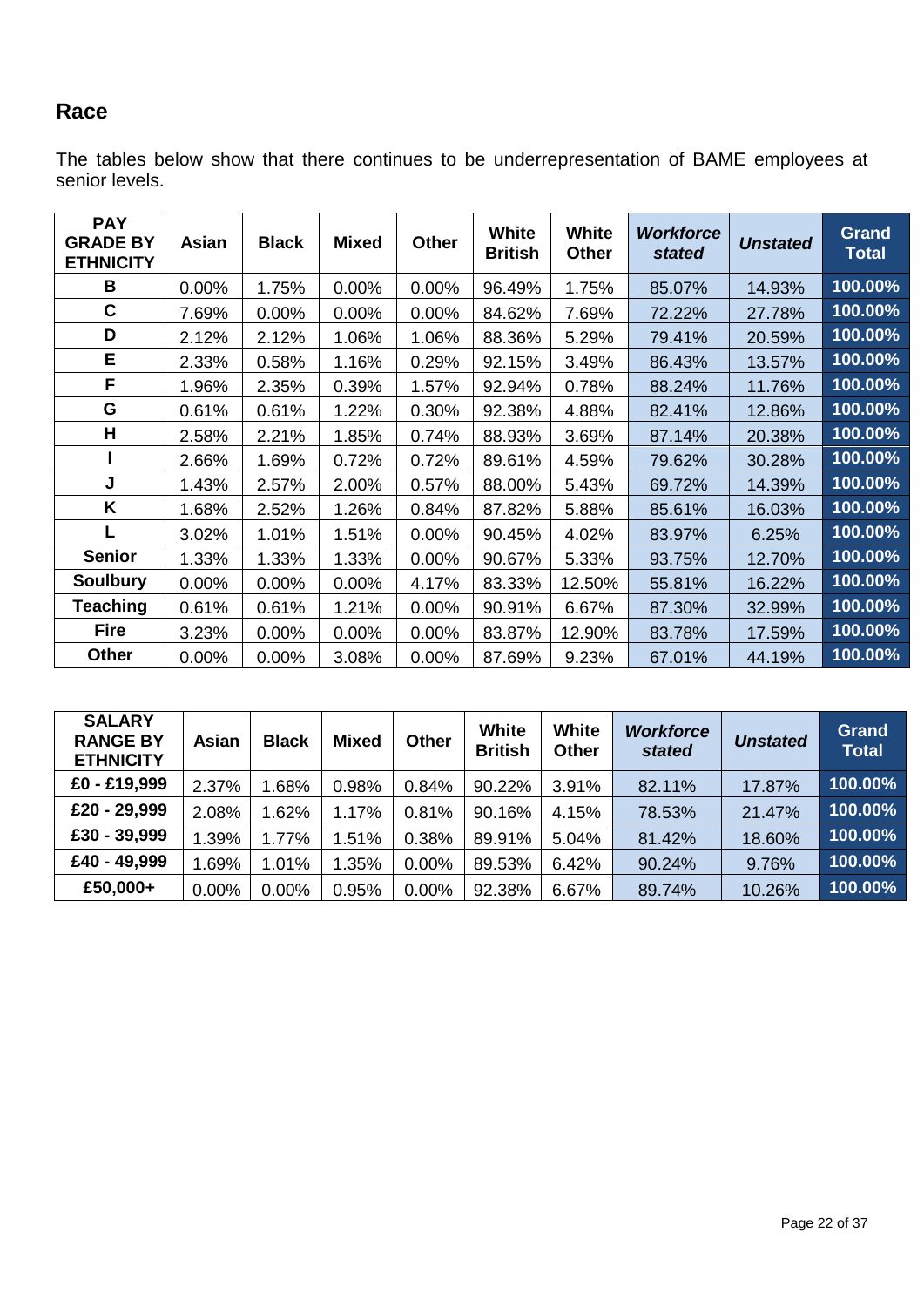## Race

The tables below show that there continues to be underrepresentation of BAME employees at senior levels.

| PAY GRADE BY ETHNICITY | Asian | Black | Mixed | Other | White British | White Other | *Workforce stated* | *Unstated* | Grand Total |
|---|---|---|---|---|---|---|---|---|---|
| B | 0.00% | 1.75% | 0.00% | 0.00% | 96.49% | 1.75% | 85.07% | 14.93% | 100.00% |
| C | 7.69% | 0.00% | 0.00% | 0.00% | 84.62% | 7.69% | 72.22% | 27.78% | 100.00% |
| D | 2.12% | 2.12% | 1.06% | 1.06% | 88.36% | 5.29% | 79.41% | 20.59% | 100.00% |
| E | 2.33% | 0.58% | 1.16% | 0.29% | 92.15% | 3.49% | 86.43% | 13.57% | 100.00% |
| F | 1.96% | 2.35% | 0.39% | 1.57% | 92.94% | 0.78% | 88.24% | 11.76% | 100.00% |
| G | 0.61% | 0.61% | 1.22% | 0.30% | 92.38% | 4.88% | 82.41% | 12.86% | 100.00% |
| H | 2.58% | 2.21% | 1.85% | 0.74% | 88.93% | 3.69% | 87.14% | 20.38% | 100.00% |
| I | 2.66% | 1.69% | 0.72% | 0.72% | 89.61% | 4.59% | 79.62% | 30.28% | 100.00% |
| J | 1.43% | 2.57% | 2.00% | 0.57% | 88.00% | 5.43% | 69.72% | 14.39% | 100.00% |
| K | 1.68% | 2.52% | 1.26% | 0.84% | 87.82% | 5.88% | 85.61% | 16.03% | 100.00% |
| L | 3.02% | 1.01% | 1.51% | 0.00% | 90.45% | 4.02% | 83.97% | 6.25% | 100.00% |
| Senior | 1.33% | 1.33% | 1.33% | 0.00% | 90.67% | 5.33% | 93.75% | 12.70% | 100.00% |
| Soulbury | 0.00% | 0.00% | 0.00% | 4.17% | 83.33% | 12.50% | 55.81% | 16.22% | 100.00% |
| Teaching | 0.61% | 0.61% | 1.21% | 0.00% | 90.91% | 6.67% | 87.30% | 32.99% | 100.00% |
| Fire | 3.23% | 0.00% | 0.00% | 0.00% | 83.87% | 12.90% | 83.78% | 17.59% | 100.00% |
| Other | 0.00% | 0.00% | 3.08% | 0.00% | 87.69% | 9.23% | 67.01% | 44.19% | 100.00% |

| SALARY RANGE BY ETHNICITY | Asian | Black | Mixed | Other | White British | White Other | *Workforce stated* | *Unstated* | Grand Total |
|---|---|---|---|---|---|---|---|---|---|
| £0 - £19,999 | 2.37% | 1.68% | 0.98% | 0.84% | 90.22% | 3.91% | 82.11% | 17.87% | 100.00% |
| £20 - 29,999 | 2.08% | 1.62% | 1.17% | 0.81% | 90.16% | 4.15% | 78.53% | 21.47% | 100.00% |
| £30 - 39,999 | 1.39% | 1.77% | 1.51% | 0.38% | 89.91% | 5.04% | 81.42% | 18.60% | 100.00% |
| £40 - 49,999 | 1.69% | 1.01% | 1.35% | 0.00% | 89.53% | 6.42% | 90.24% | 9.76% | 100.00% |
| £50,000+ | 0.00% | 0.00% | 0.95% | 0.00% | 92.38% | 6.67% | 89.74% | 10.26% | 100.00% |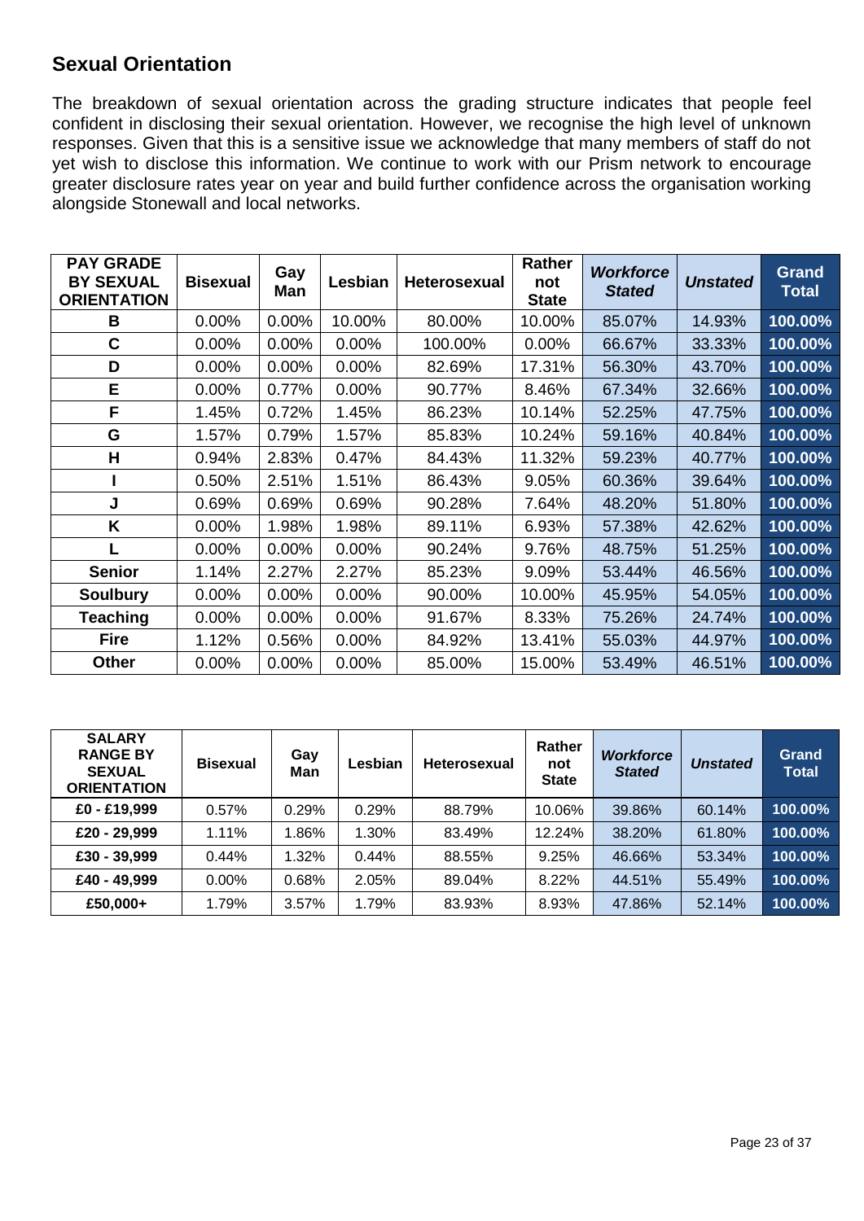## Sexual Orientation

The breakdown of sexual orientation across the grading structure indicates that people feel confident in disclosing their sexual orientation. However, we recognise the high level of unknown responses. Given that this is a sensitive issue we acknowledge that many members of staff do not yet wish to disclose this information. We continue to work with our Prism network to encourage greater disclosure rates year on year and build further confidence across the organisation working alongside Stonewall and local networks.

| PAY GRADE BY SEXUAL ORIENTATION | Bisexual | Gay Man | Lesbian | Heterosexual | Rather not State | *Workforce Stated* | *Unstated* | Grand Total |
|---|---|---|---|---|---|---|---|---|
| B | 0.00% | 0.00% | 10.00% | 80.00% | 10.00% | 85.07% | 14.93% | 100.00% |
| C | 0.00% | 0.00% | 0.00% | 100.00% | 0.00% | 66.67% | 33.33% | 100.00% |
| D | 0.00% | 0.00% | 0.00% | 82.69% | 17.31% | 56.30% | 43.70% | 100.00% |
| E | 0.00% | 0.77% | 0.00% | 90.77% | 8.46% | 67.34% | 32.66% | 100.00% |
| F | 1.45% | 0.72% | 1.45% | 86.23% | 10.14% | 52.25% | 47.75% | 100.00% |
| G | 1.57% | 0.79% | 1.57% | 85.83% | 10.24% | 59.16% | 40.84% | 100.00% |
| H | 0.94% | 2.83% | 0.47% | 84.43% | 11.32% | 59.23% | 40.77% | 100.00% |
| I | 0.50% | 2.51% | 1.51% | 86.43% | 9.05% | 60.36% | 39.64% | 100.00% |
| J | 0.69% | 0.69% | 0.69% | 90.28% | 7.64% | 48.20% | 51.80% | 100.00% |
| K | 0.00% | 1.98% | 1.98% | 89.11% | 6.93% | 57.38% | 42.62% | 100.00% |
| L | 0.00% | 0.00% | 0.00% | 90.24% | 9.76% | 48.75% | 51.25% | 100.00% |
| Senior | 1.14% | 2.27% | 2.27% | 85.23% | 9.09% | 53.44% | 46.56% | 100.00% |
| Soulbury | 0.00% | 0.00% | 0.00% | 90.00% | 10.00% | 45.95% | 54.05% | 100.00% |
| Teaching | 0.00% | 0.00% | 0.00% | 91.67% | 8.33% | 75.26% | 24.74% | 100.00% |
| Fire | 1.12% | 0.56% | 0.00% | 84.92% | 13.41% | 55.03% | 44.97% | 100.00% |
| Other | 0.00% | 0.00% | 0.00% | 85.00% | 15.00% | 53.49% | 46.51% | 100.00% |

| SALARY RANGE BY SEXUAL ORIENTATION | Bisexual | Gay Man | Lesbian | Heterosexual | Rather not State | *Workforce Stated* | *Unstated* | Grand Total |
|---|---|---|---|---|---|---|---|---|
| £0 - £19,999 | 0.57% | 0.29% | 0.29% | 88.79% | 10.06% | 39.86% | 60.14% | 100.00% |
| £20 - 29,999 | 1.11% | 1.86% | 1.30% | 83.49% | 12.24% | 38.20% | 61.80% | 100.00% |
| £30 - 39,999 | 0.44% | 1.32% | 0.44% | 88.55% | 9.25% | 46.66% | 53.34% | 100.00% |
| £40 - 49,999 | 0.00% | 0.68% | 2.05% | 89.04% | 8.22% | 44.51% | 55.49% | 100.00% |
| £50,000+ | 1.79% | 3.57% | 1.79% | 83.93% | 8.93% | 47.86% | 52.14% | 100.00% |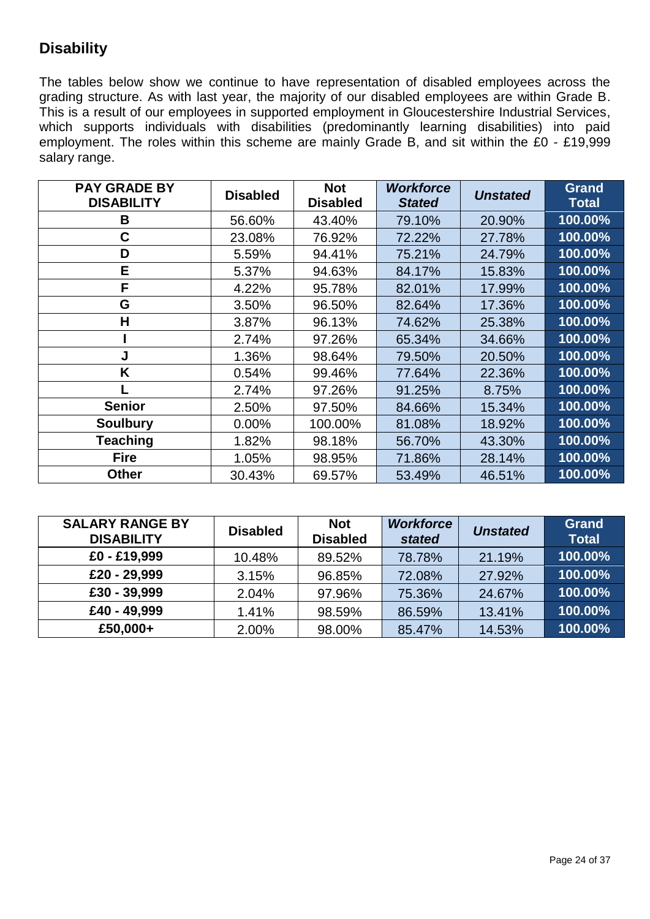## Disability

The tables below show we continue to have representation of disabled employees across the grading structure. As with last year, the majority of our disabled employees are within Grade B. This is a result of our employees in supported employment in Gloucestershire Industrial Services, which supports individuals with disabilities (predominantly learning disabilities) into paid employment. The roles within this scheme are mainly Grade B, and sit within the £0 - £19,999 salary range.

| PAY GRADE BY DISABILITY | Disabled | Not Disabled | *Workforce Stated* | *Unstated* | Grand Total |
|---|---|---|---|---|---|
| B | 56.60% | 43.40% | 79.10% | 20.90% | 100.00% |
| C | 23.08% | 76.92% | 72.22% | 27.78% | 100.00% |
| D | 5.59% | 94.41% | 75.21% | 24.79% | 100.00% |
| E | 5.37% | 94.63% | 84.17% | 15.83% | 100.00% |
| F | 4.22% | 95.78% | 82.01% | 17.99% | 100.00% |
| G | 3.50% | 96.50% | 82.64% | 17.36% | 100.00% |
| H | 3.87% | 96.13% | 74.62% | 25.38% | 100.00% |
| I | 2.74% | 97.26% | 65.34% | 34.66% | 100.00% |
| J | 1.36% | 98.64% | 79.50% | 20.50% | 100.00% |
| K | 0.54% | 99.46% | 77.64% | 22.36% | 100.00% |
| L | 2.74% | 97.26% | 91.25% | 8.75% | 100.00% |
| Senior | 2.50% | 97.50% | 84.66% | 15.34% | 100.00% |
| Soulbury | 0.00% | 100.00% | 81.08% | 18.92% | 100.00% |
| Teaching | 1.82% | 98.18% | 56.70% | 43.30% | 100.00% |
| Fire | 1.05% | 98.95% | 71.86% | 28.14% | 100.00% |
| Other | 30.43% | 69.57% | 53.49% | 46.51% | 100.00% |

| SALARY RANGE BY DISABILITY | Disabled | Not Disabled | *Workforce stated* | *Unstated* | Grand Total |
|---|---|---|---|---|---|
| £0 - £19,999 | 10.48% | 89.52% | 78.78% | 21.19% | 100.00% |
| £20 - 29,999 | 3.15% | 96.85% | 72.08% | 27.92% | 100.00% |
| £30 - 39,999 | 2.04% | 97.96% | 75.36% | 24.67% | 100.00% |
| £40 - 49,999 | 1.41% | 98.59% | 86.59% | 13.41% | 100.00% |
| £50,000+ | 2.00% | 98.00% | 85.47% | 14.53% | 100.00% |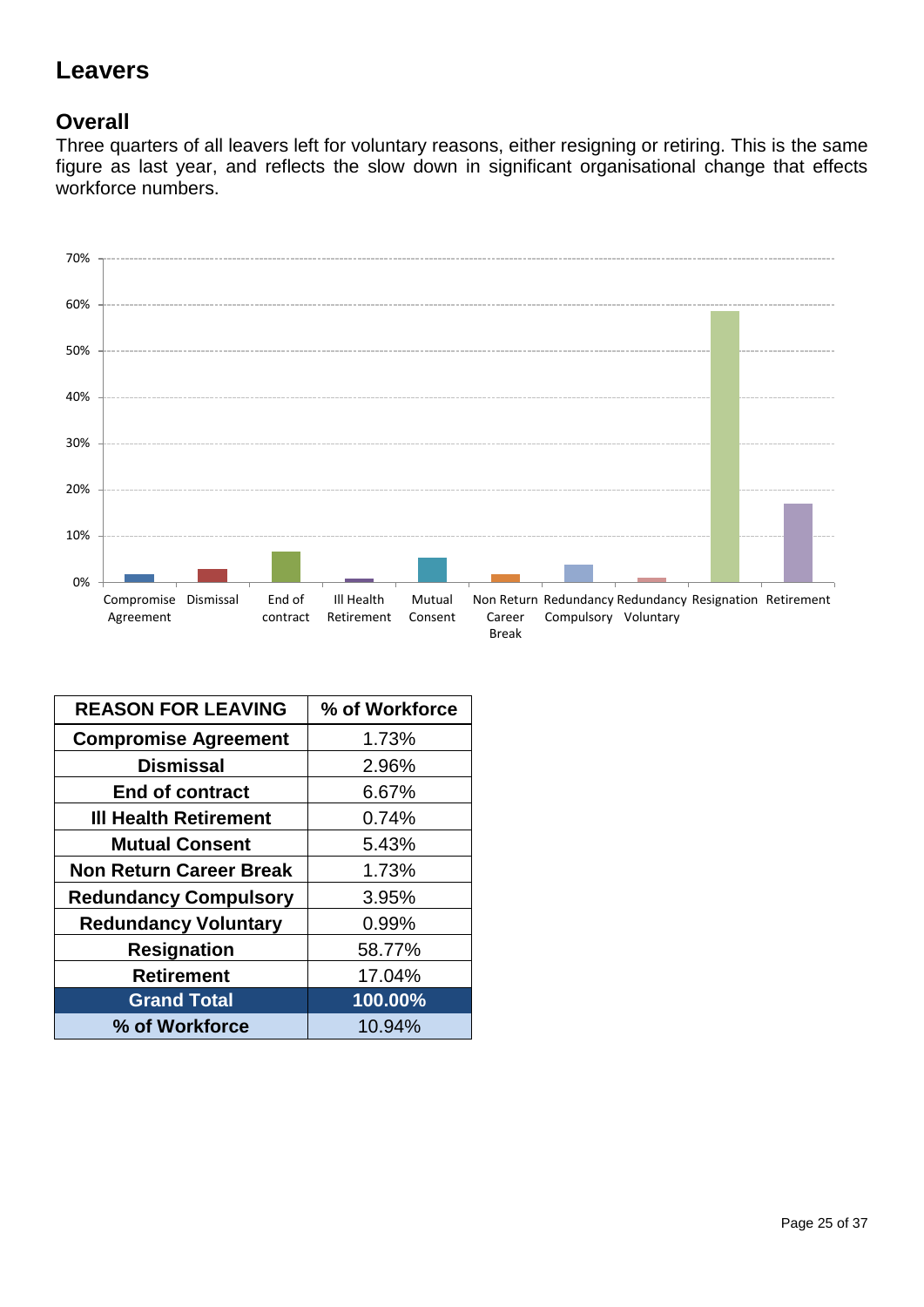# Leavers

## Overall

Three quarters of all leavers left for voluntary reasons, either resigning or retiring. This is the same figure as last year, and reflects the slow down in significant organisational change that effects workforce numbers.

| REASON FOR LEAVING | % of Workforce |
|---|---|
| Compromise Agreement | 1.73% |
| Dismissal | 2.96% |
| End of contract | 6.67% |
| Ill Health Retirement | 0.74% |
| Mutual Consent | 5.43% |
| Non Return Career Break | 1.73% |
| Redundancy Compulsory | 3.95% |
| Redundancy Voluntary | 0.99% |
| Resignation | 58.77% |
| Retirement | 17.04% |
| **Grand Total** | **100.00%** |
| **% of Workforce** | 10.94% |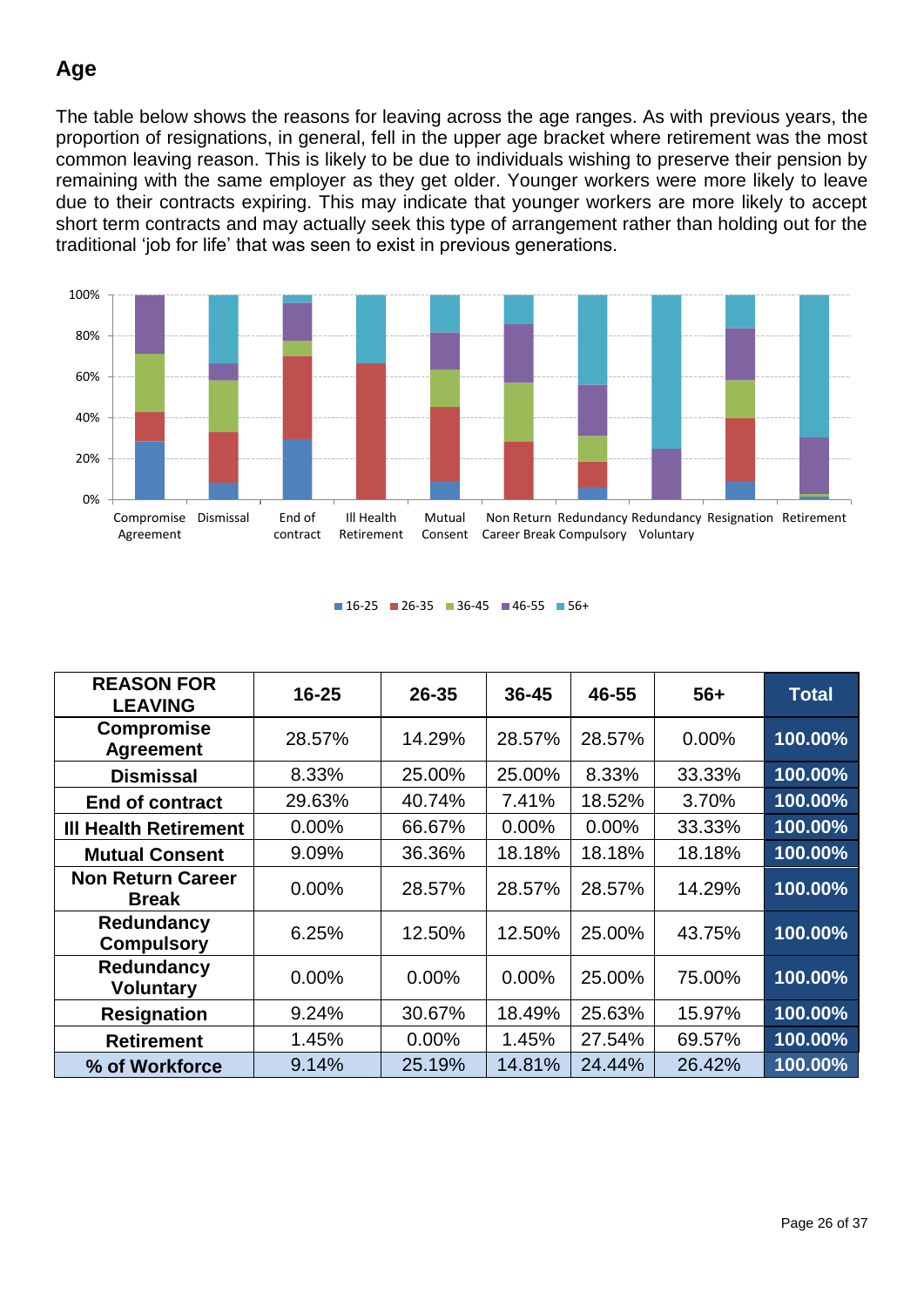## Age

The table below shows the reasons for leaving across the age ranges. As with previous years, the proportion of resignations, in general, fell in the upper age bracket where retirement was the most common leaving reason. This is likely to be due to individuals wishing to preserve their pension by remaining with the same employer as they get older. Younger workers were more likely to leave due to their contracts expiring. This may indicate that younger workers are more likely to accept short term contracts and may actually seek this type of arrangement rather than holding out for the traditional 'job for life' that was seen to exist in previous generations.

| REASON FOR LEAVING | 16-25 | 26-35 | 36-45 | 46-55 | 56+ | Total |
|---|---|---|---|---|---|---|
| Compromise Agreement | 28.57% | 14.29% | 28.57% | 28.57% | 0.00% | 100.00% |
| Dismissal | 8.33% | 25.00% | 25.00% | 8.33% | 33.33% | 100.00% |
| End of contract | 29.63% | 40.74% | 7.41% | 18.52% | 3.70% | 100.00% |
| Ill Health Retirement | 0.00% | 66.67% | 0.00% | 0.00% | 33.33% | 100.00% |
| Mutual Consent | 9.09% | 36.36% | 18.18% | 18.18% | 18.18% | 100.00% |
| Non Return Career Break | 0.00% | 28.57% | 28.57% | 28.57% | 14.29% | 100.00% |
| Redundancy Compulsory | 6.25% | 12.50% | 12.50% | 25.00% | 43.75% | 100.00% |
| Redundancy Voluntary | 0.00% | 0.00% | 0.00% | 25.00% | 75.00% | 100.00% |
| Resignation | 9.24% | 30.67% | 18.49% | 25.63% | 15.97% | 100.00% |
| Retirement | 1.45% | 0.00% | 1.45% | 27.54% | 69.57% | 100.00% |
| % of Workforce | 9.14% | 25.19% | 14.81% | 24.44% | 26.42% | 100.00% |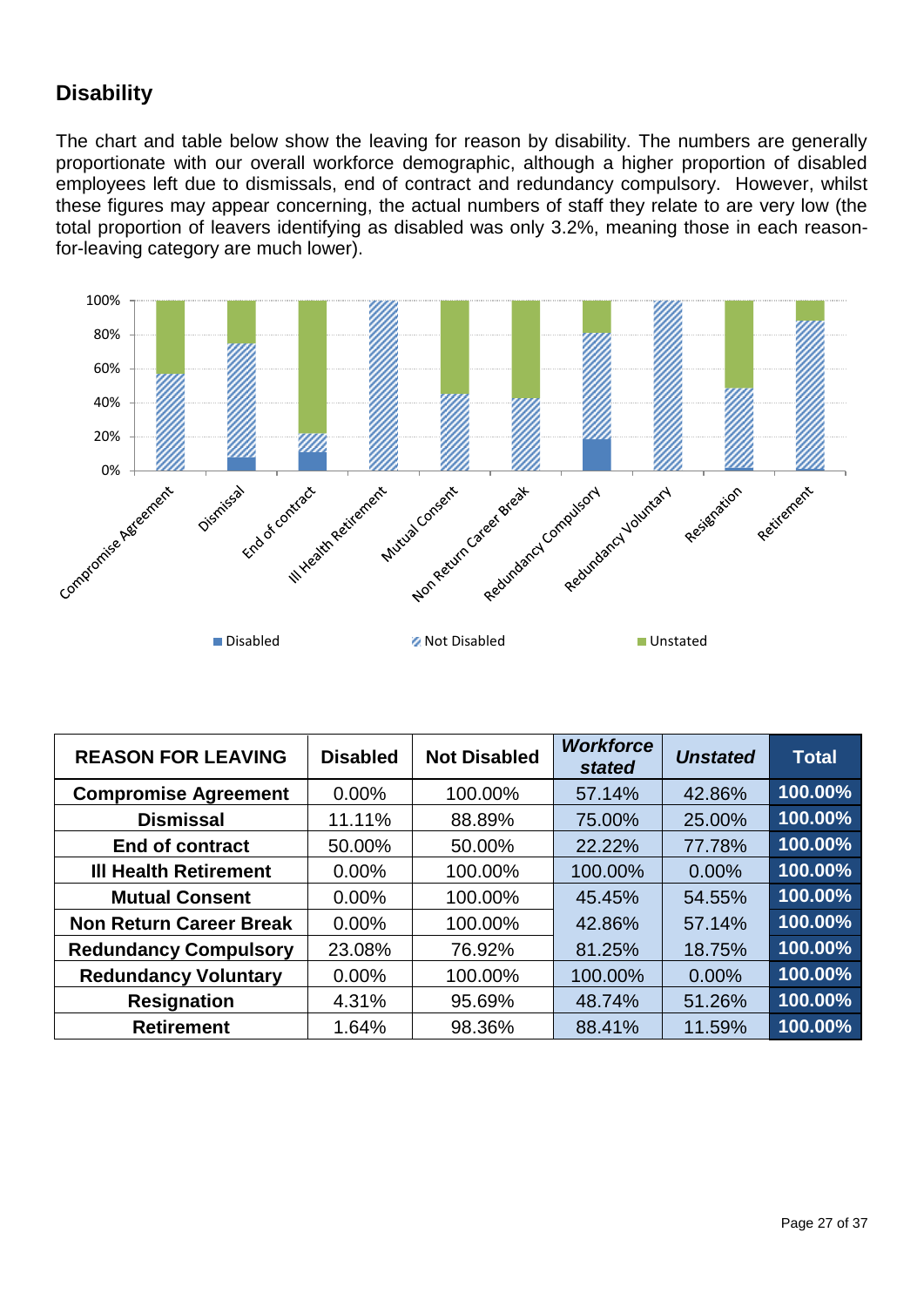## Disability

The chart and table below show the leaving for reason by disability. The numbers are generally proportionate with our overall workforce demographic, although a higher proportion of disabled employees left due to dismissals, end of contract and redundancy compulsory. However, whilst these figures may appear concerning, the actual numbers of staff they relate to are very low (the total proportion of leavers identifying as disabled was only 3.2%, meaning those in each reason-for-leaving category are much lower).

| REASON FOR LEAVING | Disabled | Not Disabled | *Workforce stated* | *Unstated* | Total |
|---|---|---|---|---|---|
| **Compromise Agreement** | 0.00% | 100.00% | 57.14% | 42.86% | **100.00%** |
| **Dismissal** | 11.11% | 88.89% | 75.00% | 25.00% | **100.00%** |
| **End of contract** | 50.00% | 50.00% | 22.22% | 77.78% | **100.00%** |
| **Ill Health Retirement** | 0.00% | 100.00% | 100.00% | 0.00% | **100.00%** |
| **Mutual Consent** | 0.00% | 100.00% | 45.45% | 54.55% | **100.00%** |
| **Non Return Career Break** | 0.00% | 100.00% | 42.86% | 57.14% | **100.00%** |
| **Redundancy Compulsory** | 23.08% | 76.92% | 81.25% | 18.75% | **100.00%** |
| **Redundancy Voluntary** | 0.00% | 100.00% | 100.00% | 0.00% | **100.00%** |
| **Resignation** | 4.31% | 95.69% | 48.74% | 51.26% | **100.00%** |
| **Retirement** | 1.64% | 98.36% | 88.41% | 11.59% | **100.00%** |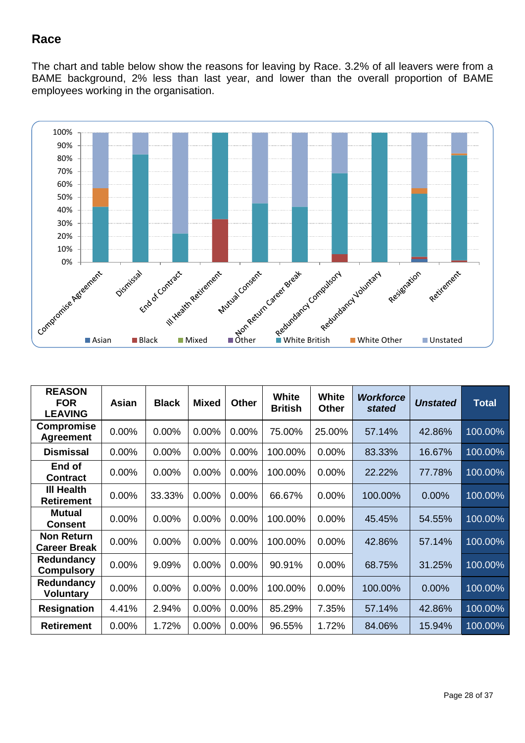## Race

The chart and table below show the reasons for leaving by Race. 3.2% of all leavers were from a BAME background, 2% less than last year, and lower than the overall proportion of BAME employees working in the organisation.

| REASON FOR LEAVING | Asian | Black | Mixed | Other | White British | White Other | *Workforce stated* | *Unstated* | Total |
|---|---|---|---|---|---|---|---|---|---|
| Compromise Agreement | 0.00% | 0.00% | 0.00% | 0.00% | 75.00% | 25.00% | 57.14% | 42.86% | 100.00% |
| Dismissal | 0.00% | 0.00% | 0.00% | 0.00% | 100.00% | 0.00% | 83.33% | 16.67% | 100.00% |
| End of Contract | 0.00% | 0.00% | 0.00% | 0.00% | 100.00% | 0.00% | 22.22% | 77.78% | 100.00% |
| Ill Health Retirement | 0.00% | 33.33% | 0.00% | 0.00% | 66.67% | 0.00% | 100.00% | 0.00% | 100.00% |
| Mutual Consent | 0.00% | 0.00% | 0.00% | 0.00% | 100.00% | 0.00% | 45.45% | 54.55% | 100.00% |
| Non Return Career Break | 0.00% | 0.00% | 0.00% | 0.00% | 100.00% | 0.00% | 42.86% | 57.14% | 100.00% |
| Redundancy Compulsory | 0.00% | 9.09% | 0.00% | 0.00% | 90.91% | 0.00% | 68.75% | 31.25% | 100.00% |
| Redundancy Voluntary | 0.00% | 0.00% | 0.00% | 0.00% | 100.00% | 0.00% | 100.00% | 0.00% | 100.00% |
| Resignation | 4.41% | 2.94% | 0.00% | 0.00% | 85.29% | 7.35% | 57.14% | 42.86% | 100.00% |
| Retirement | 0.00% | 1.72% | 0.00% | 0.00% | 96.55% | 1.72% | 84.06% | 15.94% | 100.00% |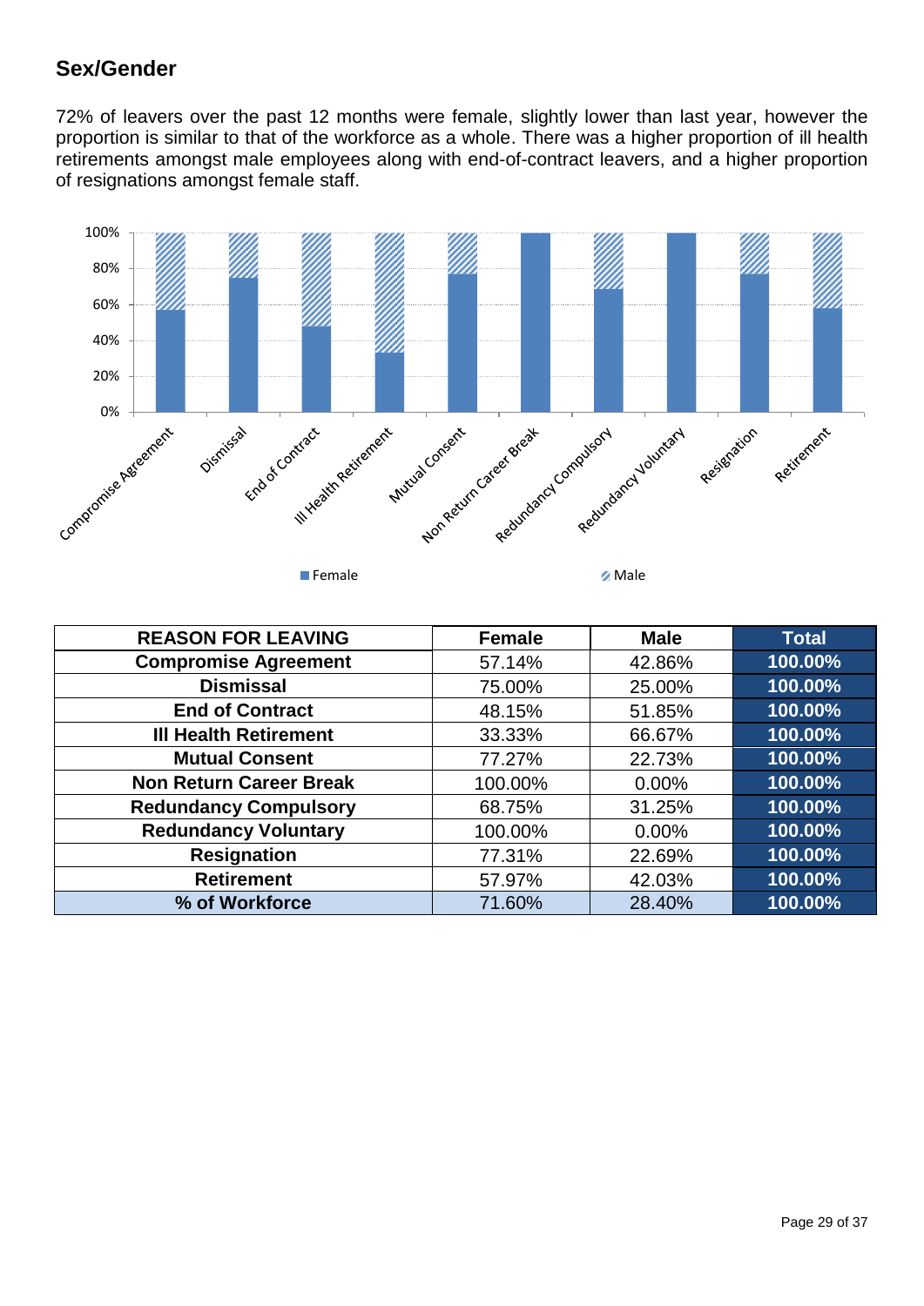## Sex/Gender

72% of leavers over the past 12 months were female, slightly lower than last year, however the proportion is similar to that of the workforce as a whole. There was a higher proportion of ill health retirements amongst male employees along with end-of-contract leavers, and a higher proportion of resignations amongst female staff.

| REASON FOR LEAVING | Female | Male | Total |
|---|---|---|---|
| **Compromise Agreement** | 57.14% | 42.86% | **100.00%** |
| **Dismissal** | 75.00% | 25.00% | **100.00%** |
| **End of Contract** | 48.15% | 51.85% | **100.00%** |
| **Ill Health Retirement** | 33.33% | 66.67% | **100.00%** |
| **Mutual Consent** | 77.27% | 22.73% | **100.00%** |
| **Non Return Career Break** | 100.00% | 0.00% | **100.00%** |
| **Redundancy Compulsory** | 68.75% | 31.25% | **100.00%** |
| **Redundancy Voluntary** | 100.00% | 0.00% | **100.00%** |
| **Resignation** | 77.31% | 22.69% | **100.00%** |
| **Retirement** | 57.97% | 42.03% | **100.00%** |
| **% of Workforce** | 71.60% | 28.40% | **100.00%** |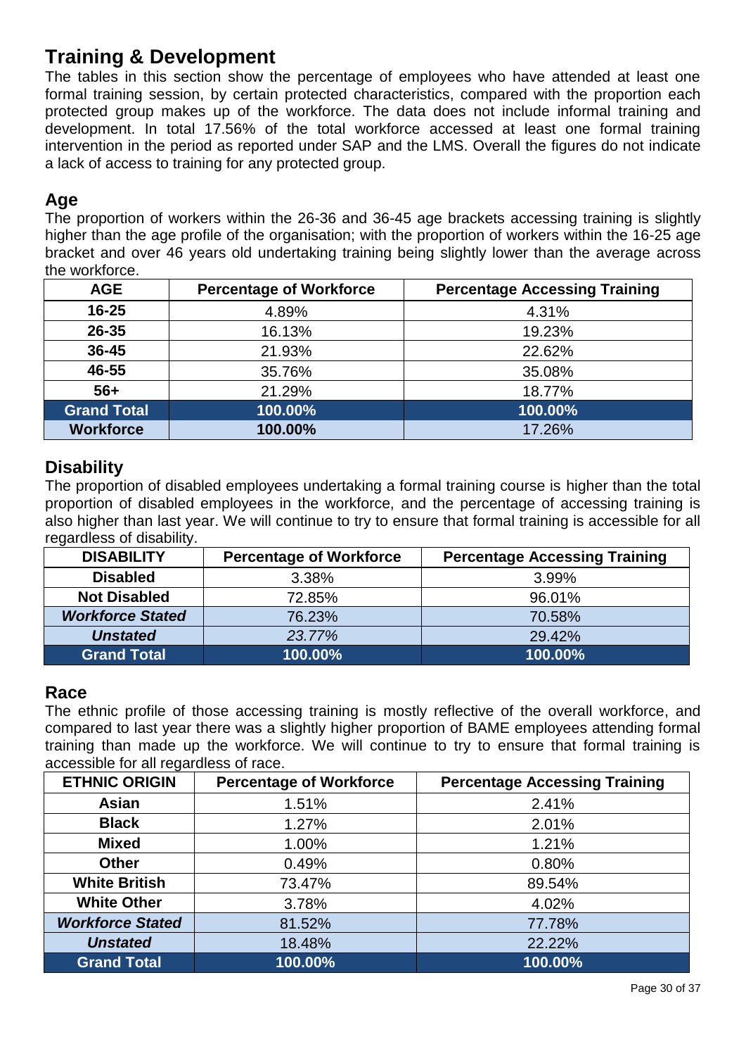## Training & Development

The tables in this section show the percentage of employees who have attended at least one formal training session, by certain protected characteristics, compared with the proportion each protected group makes up of the workforce. The data does not include informal training and development. In total 17.56% of the total workforce accessed at least one formal training intervention in the period as reported under SAP and the LMS. Overall the figures do not indicate a lack of access to training for any protected group.

### Age

The proportion of workers within the 26-36 and 36-45 age brackets accessing training is slightly higher than the age profile of the organisation; with the proportion of workers within the 16-25 age bracket and over 46 years old undertaking training being slightly lower than the average across the workforce.

| AGE | Percentage of Workforce | Percentage Accessing Training |
|---|---|---|
| **16-25** | 4.89% | 4.31% |
| **26-35** | 16.13% | 19.23% |
| **36-45** | 21.93% | 22.62% |
| **46-55** | 35.76% | 35.08% |
| **56+** | 21.29% | 18.77% |
| **Grand Total** | **100.00%** | **100.00%** |
| **Workforce** | **100.00%** | 17.26% |

### Disability

The proportion of disabled employees undertaking a formal training course is higher than the total proportion of disabled employees in the workforce, and the percentage of accessing training is also higher than last year. We will continue to try to ensure that formal training is accessible for all regardless of disability.

| DISABILITY | Percentage of Workforce | Percentage Accessing Training |
|---|---|---|
| **Disabled** | 3.38% | 3.99% |
| **Not Disabled** | 72.85% | 96.01% |
| ***Workforce Stated*** | 76.23% | 70.58% |
| ***Unstated*** | *23.77%* | 29.42% |
| **Grand Total** | **100.00%** | **100.00%** |

### Race

The ethnic profile of those accessing training is mostly reflective of the overall workforce, and compared to last year there was a slightly higher proportion of BAME employees attending formal training than made up the workforce. We will continue to try to ensure that formal training is accessible for all regardless of race.

| ETHNIC ORIGIN | Percentage of Workforce | Percentage Accessing Training |
|---|---|---|
| **Asian** | 1.51% | 2.41% |
| **Black** | 1.27% | 2.01% |
| **Mixed** | 1.00% | 1.21% |
| **Other** | 0.49% | 0.80% |
| **White British** | 73.47% | 89.54% |
| **White Other** | 3.78% | 4.02% |
| ***Workforce Stated*** | 81.52% | 77.78% |
| ***Unstated*** | 18.48% | 22.22% |
| **Grand Total** | **100.00%** | **100.00%** |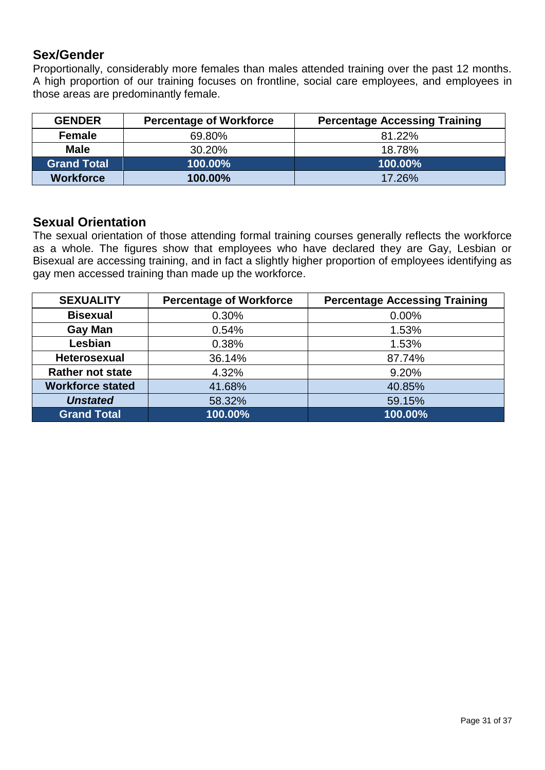## Sex/Gender

Proportionally, considerably more females than males attended training over the past 12 months. A high proportion of our training focuses on frontline, social care employees, and employees in those areas are predominantly female.

| GENDER | Percentage of Workforce | Percentage Accessing Training |
|---|---|---|
| **Female** | 69.80% | 81.22% |
| **Male** | 30.20% | 18.78% |
| **Grand Total** | **100.00%** | **100.00%** |
| **Workforce** | **100.00%** | 17.26% |

## Sexual Orientation

The sexual orientation of those attending formal training courses generally reflects the workforce as a whole. The figures show that employees who have declared they are Gay, Lesbian or Bisexual are accessing training, and in fact a slightly higher proportion of employees identifying as gay men accessed training than made up the workforce.

| SEXUALITY | Percentage of Workforce | Percentage Accessing Training |
|---|---|---|
| **Bisexual** | 0.30% | 0.00% |
| **Gay Man** | 0.54% | 1.53% |
| **Lesbian** | 0.38% | 1.53% |
| **Heterosexual** | 36.14% | 87.74% |
| **Rather not state** | 4.32% | 9.20% |
| **Workforce stated** | 41.68% | 40.85% |
| ***Unstated*** | 58.32% | 59.15% |
| **Grand Total** | **100.00%** | **100.00%** |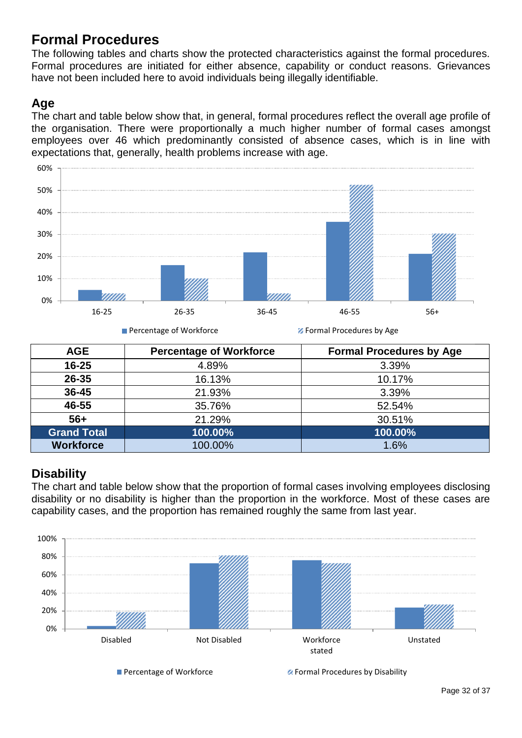# Formal Procedures

The following tables and charts show the protected characteristics against the formal procedures. Formal procedures are initiated for either absence, capability or conduct reasons. Grievances have not been included here to avoid individuals being illegally identifiable.

## Age

The chart and table below show that, in general, formal procedures reflect the overall age profile of the organisation. There were proportionally a much higher number of formal cases amongst employees over 46 which predominantly consisted of absence cases, which is in line with expectations that, generally, health problems increase with age.

| AGE | Percentage of Workforce | Formal Procedures by Age |
|---|---|---|
| **16-25** | 4.89% | 3.39% |
| **26-35** | 16.13% | 10.17% |
| **36-45** | 21.93% | 3.39% |
| **46-55** | 35.76% | 52.54% |
| **56+** | 21.29% | 30.51% |
| **Grand Total** | **100.00%** | **100.00%** |
| **Workforce** | 100.00% | 1.6% |

## Disability

The chart and table below show that the proportion of formal cases involving employees disclosing disability or no disability is higher than the proportion in the workforce. Most of these cases are capability cases, and the proportion has remained roughly the same from last year.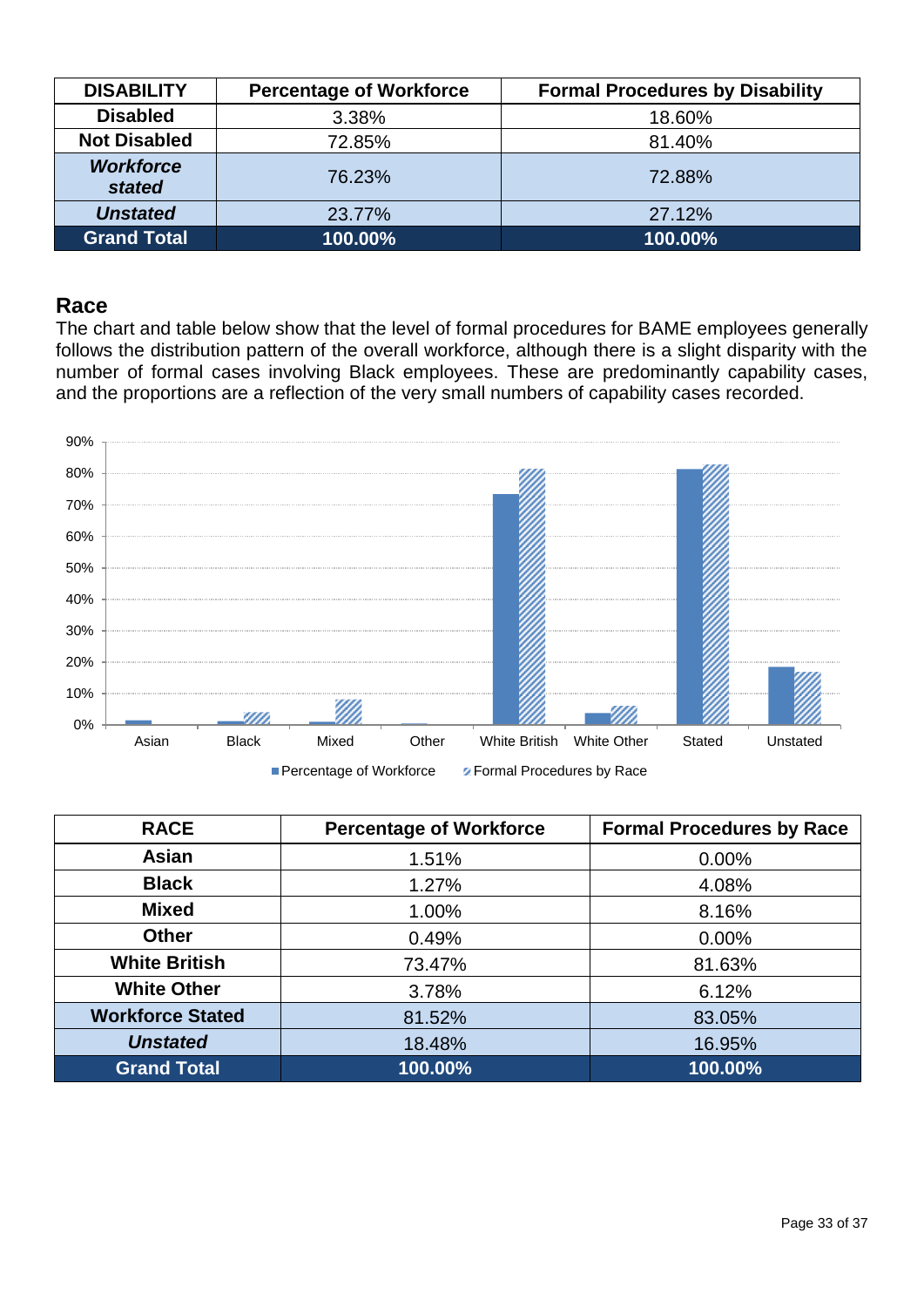| DISABILITY | Percentage of Workforce | Formal Procedures by Disability |
| --- | --- | --- |
| **Disabled** | 3.38% | 18.60% |
| **Not Disabled** | 72.85% | 81.40% |
| ***Workforce stated*** | 76.23% | 72.88% |
| ***Unstated*** | 23.77% | 27.12% |
| **Grand Total** | **100.00%** | **100.00%** |

## Race

The chart and table below show that the level of formal procedures for BAME employees generally follows the distribution pattern of the overall workforce, although there is a slight disparity with the number of formal cases involving Black employees. These are predominantly capability cases, and the proportions are a reflection of the very small numbers of capability cases recorded.

| RACE | Percentage of Workforce | Formal Procedures by Race |
| --- | --- | --- |
| **Asian** | 1.51% | 0.00% |
| **Black** | 1.27% | 4.08% |
| **Mixed** | 1.00% | 8.16% |
| **Other** | 0.49% | 0.00% |
| **White British** | 73.47% | 81.63% |
| **White Other** | 3.78% | 6.12% |
| **Workforce Stated** | 81.52% | 83.05% |
| ***Unstated*** | 18.48% | 16.95% |
| **Grand Total** | **100.00%** | **100.00%** |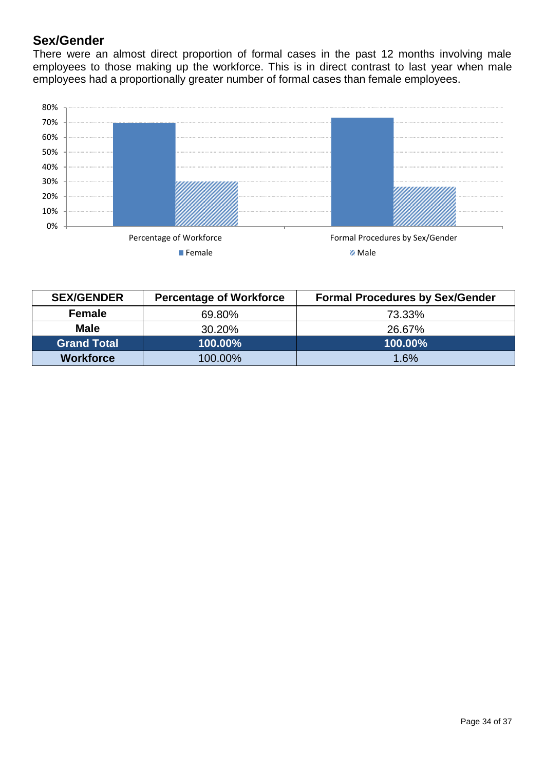## Sex/Gender

There were an almost direct proportion of formal cases in the past 12 months involving male employees to those making up the workforce. This is in direct contrast to last year when male employees had a proportionally greater number of formal cases than female employees.

| SEX/GENDER | Percentage of Workforce | Formal Procedures by Sex/Gender |
|---|---|---|
| **Female** | 69.80% | 73.33% |
| **Male** | 30.20% | 26.67% |
| **Grand Total** | **100.00%** | **100.00%** |
| **Workforce** | 100.00% | 1.6% |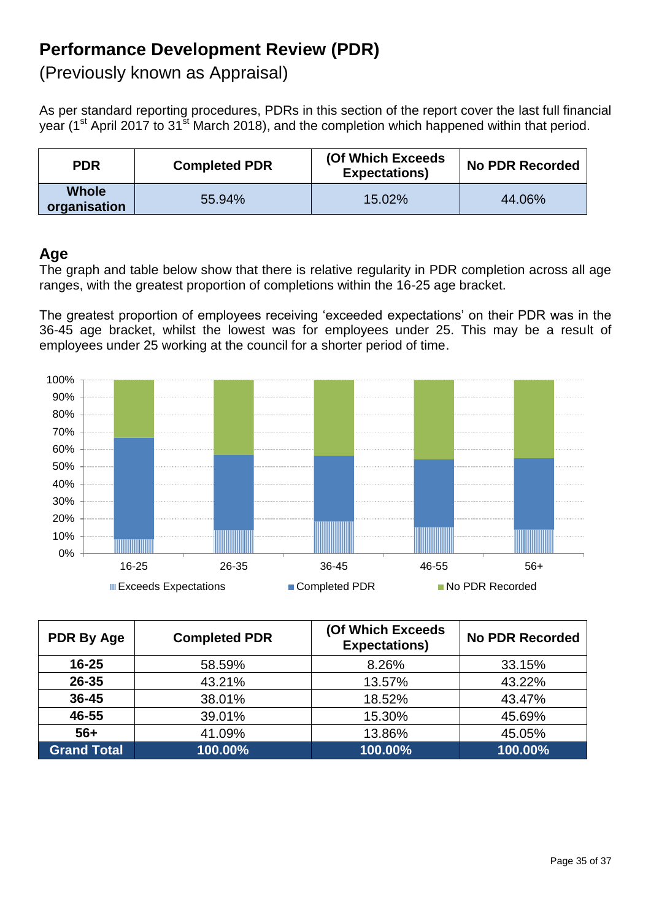# Performance Development Review (PDR)

(Previously known as Appraisal)

As per standard reporting procedures, PDRs in this section of the report cover the last full financial year (1st April 2017 to 31st March 2018), and the completion which happened within that period.

| PDR | Completed PDR | (Of Which Exceeds Expectations) | No PDR Recorded |
|---|---|---|---|
| **Whole organisation** | 55.94% | 15.02% | 44.06% |

## Age

The graph and table below show that there is relative regularity in PDR completion across all age ranges, with the greatest proportion of completions within the 16-25 age bracket.

The greatest proportion of employees receiving 'exceeded expectations' on their PDR was in the 36-45 age bracket, whilst the lowest was for employees under 25. This may be a result of employees under 25 working at the council for a shorter period of time.

| PDR By Age | Completed PDR | (Of Which Exceeds Expectations) | No PDR Recorded |
|---|---|---|---|
| **16-25** | 58.59% | 8.26% | 33.15% |
| **26-35** | 43.21% | 13.57% | 43.22% |
| **36-45** | 38.01% | 18.52% | 43.47% |
| **46-55** | 39.01% | 15.30% | 45.69% |
| **56+** | 41.09% | 13.86% | 45.05% |
| **Grand Total** | **100.00%** | **100.00%** | **100.00%** |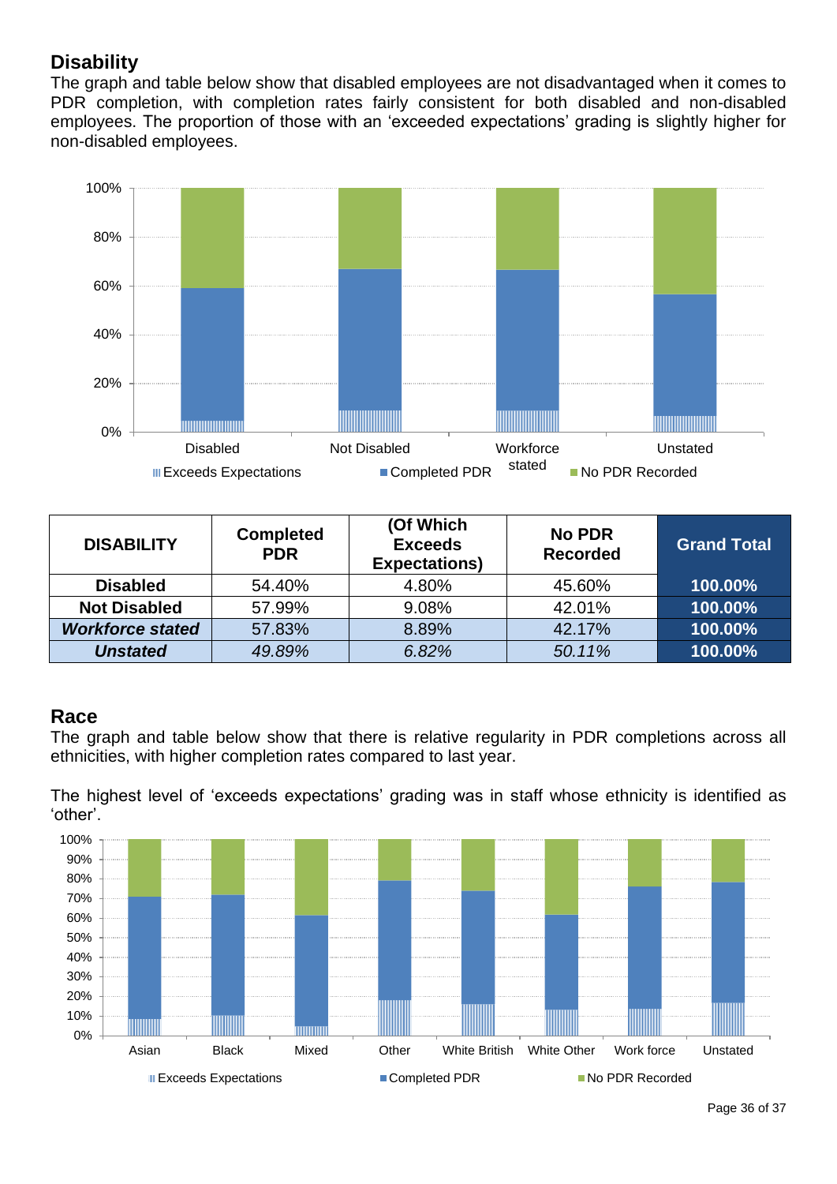## Disability

The graph and table below show that disabled employees are not disadvantaged when it comes to PDR completion, with completion rates fairly consistent for both disabled and non-disabled employees. The proportion of those with an 'exceeded expectations' grading is slightly higher for non-disabled employees.

| DISABILITY | Completed PDR | (Of Which Exceeds Expectations) | No PDR Recorded | Grand Total |
|---|---|---|---|---|
| **Disabled** | 54.40% | 4.80% | 45.60% | **100.00%** |
| **Not Disabled** | 57.99% | 9.08% | 42.01% | **100.00%** |
| ***Workforce stated*** | 57.83% | 8.89% | 42.17% | **100.00%** |
| ***Unstated*** | *49.89%* | *6.82%* | *50.11%* | **100.00%** |

## Race

The graph and table below show that there is relative regularity in PDR completions across all ethnicities, with higher completion rates compared to last year.

The highest level of 'exceeds expectations' grading was in staff whose ethnicity is identified as 'other'.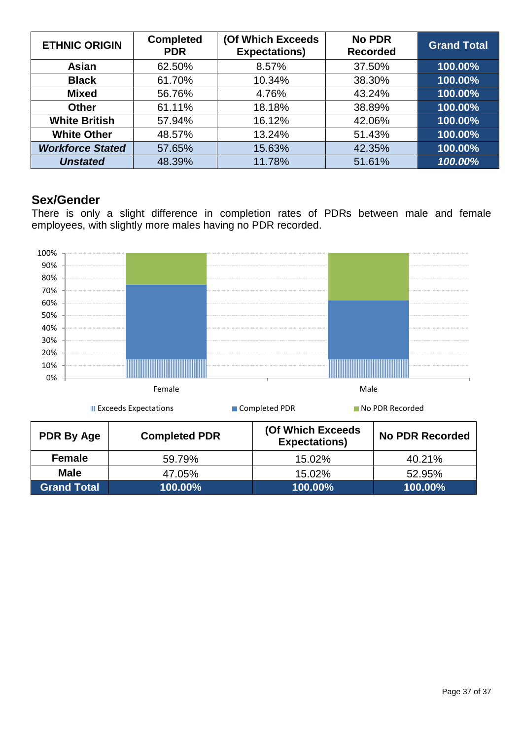| ETHNIC ORIGIN | Completed PDR | (Of Which Exceeds Expectations) | No PDR Recorded | Grand Total |
|---|---|---|---|---|
| **Asian** | 62.50% | 8.57% | 37.50% | **100.00%** |
| **Black** | 61.70% | 10.34% | 38.30% | **100.00%** |
| **Mixed** | 56.76% | 4.76% | 43.24% | **100.00%** |
| **Other** | 61.11% | 18.18% | 38.89% | **100.00%** |
| **White British** | 57.94% | 16.12% | 42.06% | **100.00%** |
| **White Other** | 48.57% | 13.24% | 51.43% | **100.00%** |
| ***Workforce Stated*** | 57.65% | 15.63% | 42.35% | **100.00%** |
| ***Unstated*** | 48.39% | 11.78% | 51.61% | ***100.00%*** |

## Sex/Gender

There is only a slight difference in completion rates of PDRs between male and female employees, with slightly more males having no PDR recorded.

100%
90%
80%
70%
60%
50%
40%
30%
20%
10%
0%

Female
Male

Exceeds Expectations
Completed PDR
No PDR Recorded

| PDR By Age | Completed PDR | (Of Which Exceeds Expectations) | No PDR Recorded |
|---|---|---|---|
| **Female** | 59.79% | 15.02% | 40.21% |
| **Male** | 47.05% | 15.02% | 52.95% |
| **Grand Total** | **100.00%** | **100.00%** | **100.00%** |